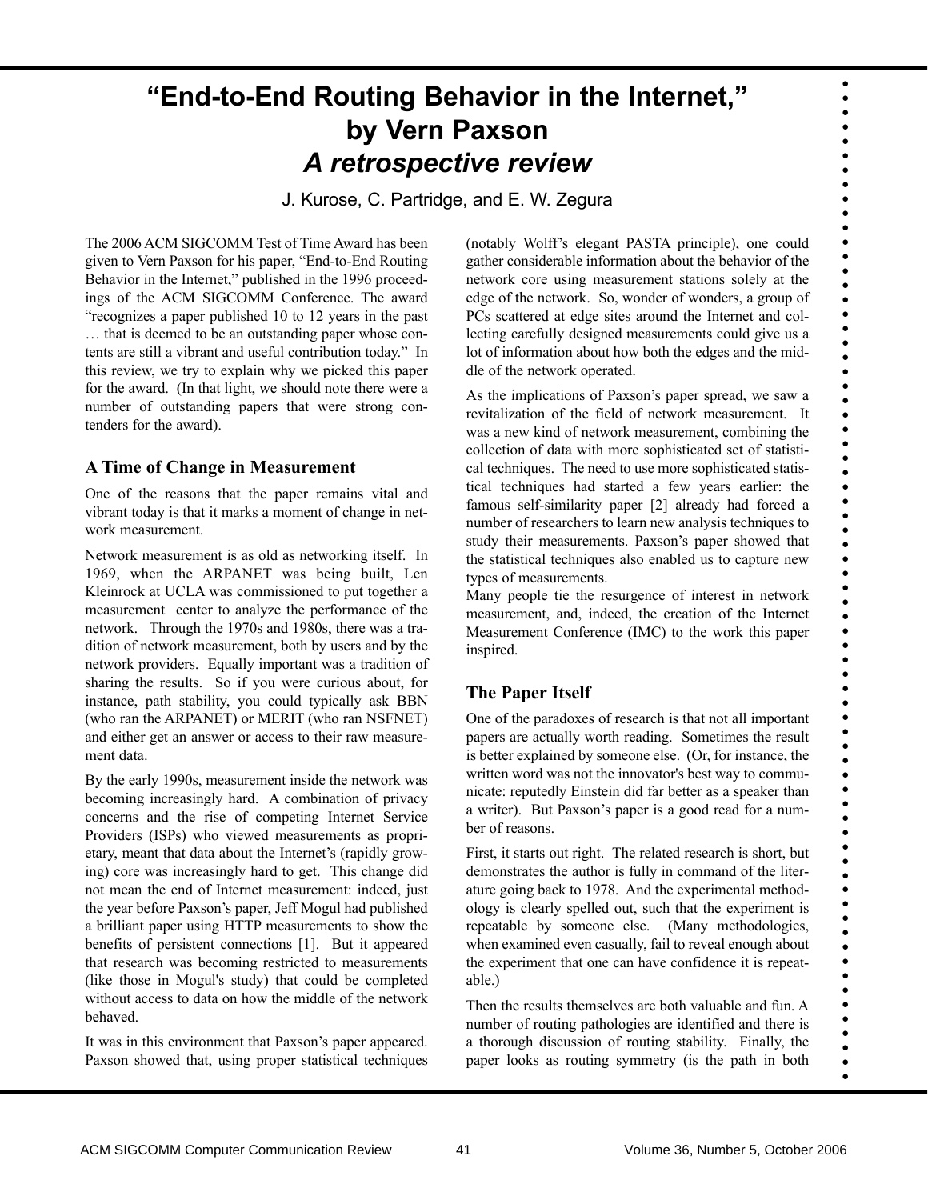# "End-to-End Routing Behavior in the Internet," by Vern Paxson
## *A retrospective review*

J. Kurose, C. Partridge, and E. W. Zegura

The 2006 ACM SIGCOMM Test of Time Award has been given to Vern Paxson for his paper, "End-to-End Routing Behavior in the Internet," published in the 1996 proceedings of the ACM SIGCOMM Conference. The award "recognizes a paper published 10 to 12 years in the past … that is deemed to be an outstanding paper whose contents are still a vibrant and useful contribution today." In this review, we try to explain why we picked this paper for the award. (In that light, we should note there were a number of outstanding papers that were strong contenders for the award).

### A Time of Change in Measurement

One of the reasons that the paper remains vital and vibrant today is that it marks a moment of change in network measurement.

Network measurement is as old as networking itself. In 1969, when the ARPANET was being built, Len Kleinrock at UCLA was commissioned to put together a measurement center to analyze the performance of the network. Through the 1970s and 1980s, there was a tradition of network measurement, both by users and by the network providers. Equally important was a tradition of sharing the results. So if you were curious about, for instance, path stability, you could typically ask BBN (who ran the ARPANET) or MERIT (who ran NSFNET) and either get an answer or access to their raw measurement data.

By the early 1990s, measurement inside the network was becoming increasingly hard. A combination of privacy concerns and the rise of competing Internet Service Providers (ISPs) who viewed measurements as proprietary, meant that data about the Internet's (rapidly growing) core was increasingly hard to get. This change did not mean the end of Internet measurement: indeed, just the year before Paxson's paper, Jeff Mogul had published a brilliant paper using HTTP measurements to show the benefits of persistent connections [1]. But it appeared that research was becoming restricted to measurements (like those in Mogul's study) that could be completed without access to data on how the middle of the network behaved.

It was in this environment that Paxson's paper appeared. Paxson showed that, using proper statistical techniques (notably Wolff's elegant PASTA principle), one could gather considerable information about the behavior of the network core using measurement stations solely at the edge of the network. So, wonder of wonders, a group of PCs scattered at edge sites around the Internet and collecting carefully designed measurements could give us a lot of information about how both the edges and the middle of the network operated.

As the implications of Paxson's paper spread, we saw a revitalization of the field of network measurement. It was a new kind of network measurement, combining the collection of data with more sophisticated set of statistical techniques. The need to use more sophisticated statistical techniques had started a few years earlier: the famous self-similarity paper [2] already had forced a number of researchers to learn new analysis techniques to study their measurements. Paxson's paper showed that the statistical techniques also enabled us to capture new types of measurements.

Many people tie the resurgence of interest in network measurement, and, indeed, the creation of the Internet Measurement Conference (IMC) to the work this paper inspired.

### The Paper Itself

One of the paradoxes of research is that not all important papers are actually worth reading. Sometimes the result is better explained by someone else. (Or, for instance, the written word was not the innovator's best way to communicate: reputedly Einstein did far better as a speaker than a writer). But Paxson's paper is a good read for a number of reasons.

First, it starts out right. The related research is short, but demonstrates the author is fully in command of the literature going back to 1978. And the experimental methodology is clearly spelled out, such that the experiment is repeatable by someone else. (Many methodologies, when examined even casually, fail to reveal enough about the experiment that one can have confidence it is repeatable.)

Then the results themselves are both valuable and fun. A number of routing pathologies are identified and there is a thorough discussion of routing stability. Finally, the paper looks as routing symmetry (is the path in both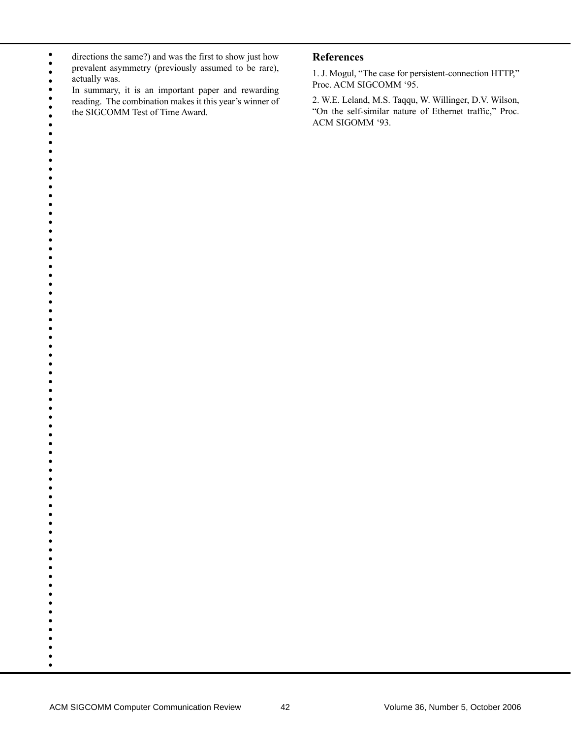directions the same?) and was the first to show just how prevalent asymmetry (previously assumed to be rare), actually was.

In summary, it is an important paper and rewarding reading. The combination makes it this year's winner of the SIGCOMM Test of Time Award.

## References

1. J. Mogul, "The case for persistent-connection HTTP," Proc. ACM SIGCOMM '95.

2. W.E. Leland, M.S. Taqqu, W. Willinger, D.V. Wilson, "On the self-similar nature of Ethernet traffic," Proc. ACM SIGOMM '93.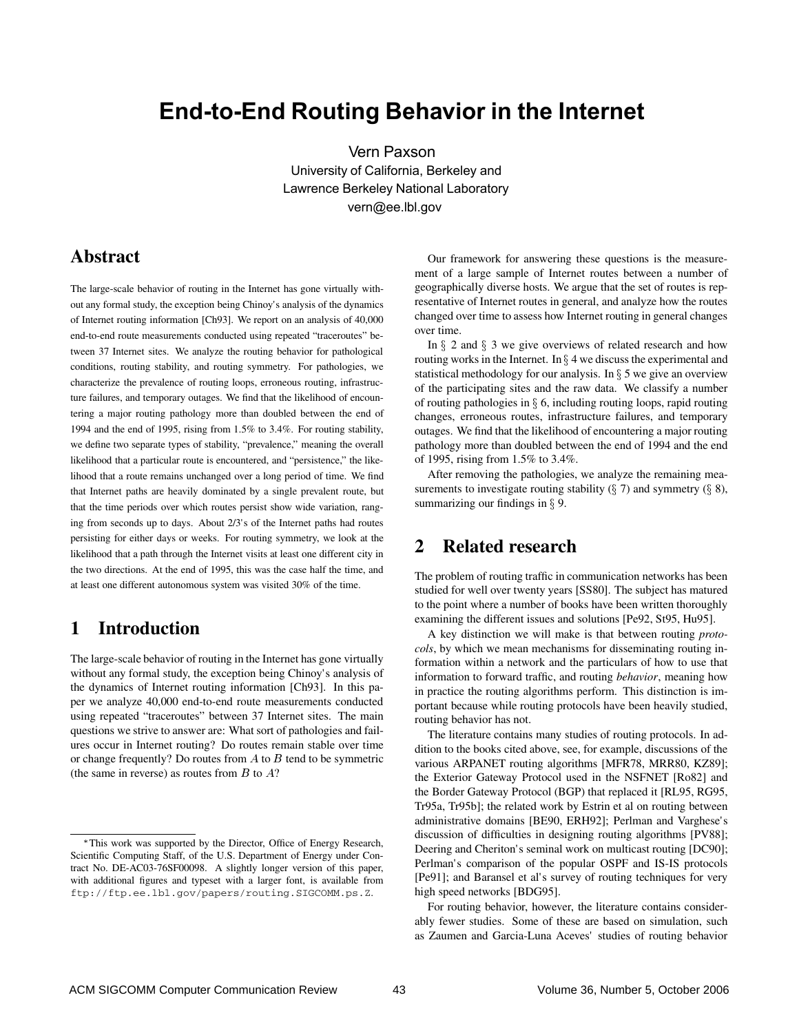# End-to-End Routing Behavior in the Internet

Vern Paxson
University of California, Berkeley and
Lawrence Berkeley National Laboratory
vern@ee.lbl.gov

## Abstract

The large-scale behavior of routing in the Internet has gone virtually without any formal study, the exception being Chinoy's analysis of the dynamics of Internet routing information [Ch93]. We report on an analysis of 40,000 end-to-end route measurements conducted using repeated "traceroutes" between 37 Internet sites. We analyze the routing behavior for pathological conditions, routing stability, and routing symmetry. For pathologies, we characterize the prevalence of routing loops, erroneous routing, infrastructure failures, and temporary outages. We find that the likelihood of encountering a major routing pathology more than doubled between the end of 1994 and the end of 1995, rising from 1.5% to 3.4%. For routing stability, we define two separate types of stability, "prevalence," meaning the overall likelihood that a particular route is encountered, and "persistence," the likelihood that a route remains unchanged over a long period of time. We find that Internet paths are heavily dominated by a single prevalent route, but that the time periods over which routes persist show wide variation, ranging from seconds up to days. About 2/3's of the Internet paths had routes persisting for either days or weeks. For routing symmetry, we look at the likelihood that a path through the Internet visits at least one different city in the two directions. At the end of 1995, this was the case half the time, and at least one different autonomous system was visited 30% of the time.

## 1 Introduction

The large-scale behavior of routing in the Internet has gone virtually without any formal study, the exception being Chinoy's analysis of the dynamics of Internet routing information [Ch93]. In this paper we analyze 40,000 end-to-end route measurements conducted using repeated "traceroutes" between 37 Internet sites. The main questions we strive to answer are: What sort of pathologies and failures occur in Internet routing? Do routes remain stable over time or change frequently? Do routes from $A$ to $B$ tend to be symmetric (the same in reverse) as routes from $B$ to $A$?

Our framework for answering these questions is the measurement of a large sample of Internet routes between a number of geographically diverse hosts. We argue that the set of routes is representative of Internet routes in general, and analyze how the routes changed over time to assess how Internet routing in general changes over time.

In § 2 and § 3 we give overviews of related research and how routing works in the Internet. In § 4 we discuss the experimental and statistical methodology for our analysis. In § 5 we give an overview of the participating sites and the raw data. We classify a number of routing pathologies in § 6, including routing loops, rapid routing changes, erroneous routes, infrastructure failures, and temporary outages. We find that the likelihood of encountering a major routing pathology more than doubled between the end of 1994 and the end of 1995, rising from 1.5% to 3.4%.

After removing the pathologies, we analyze the remaining measurements to investigate routing stability (§ 7) and symmetry (§ 8), summarizing our findings in § 9.

## 2 Related research

The problem of routing traffic in communication networks has been studied for well over twenty years [SS80]. The subject has matured to the point where a number of books have been written thoroughly examining the different issues and solutions [Pe92, St95, Hu95].

A key distinction we will make is that between routing *protocols*, by which we mean mechanisms for disseminating routing information within a network and the particulars of how to use that information to forward traffic, and routing *behavior*, meaning how in practice the routing algorithms perform. This distinction is important because while routing protocols have been heavily studied, routing behavior has not.

The literature contains many studies of routing protocols. In addition to the books cited above, see, for example, discussions of the various ARPANET routing algorithms [MFR78, MRR80, KZ89]; the Exterior Gateway Protocol used in the NSFNET [Ro82] and the Border Gateway Protocol (BGP) that replaced it [RL95, RG95, Tr95a, Tr95b]; the related work by Estrin et al on routing between administrative domains [BE90, ERH92]; Perlman and Varghese's discussion of difficulties in designing routing algorithms [PV88]; Deering and Cheriton's seminal work on multicast routing [DC90]; Perlman's comparison of the popular OSPF and IS-IS protocols [Pe91]; and Baransel et al's survey of routing techniques for very high speed networks [BDG95].

For routing behavior, however, the literature contains considerably fewer studies. Some of these are based on simulation, such as Zaumen and Garcia-Luna Aceves' studies of routing behavior

*This work was supported by the Director, Office of Energy Research, Scientific Computing Staff, of the U.S. Department of Energy under Contract No. DE-AC03-76SF00098. A slightly longer version of this paper, with additional figures and typeset with a larger font, is available from ftp://ftp.ee.lbl.gov/papers/routing.SIGCOMM.ps.Z.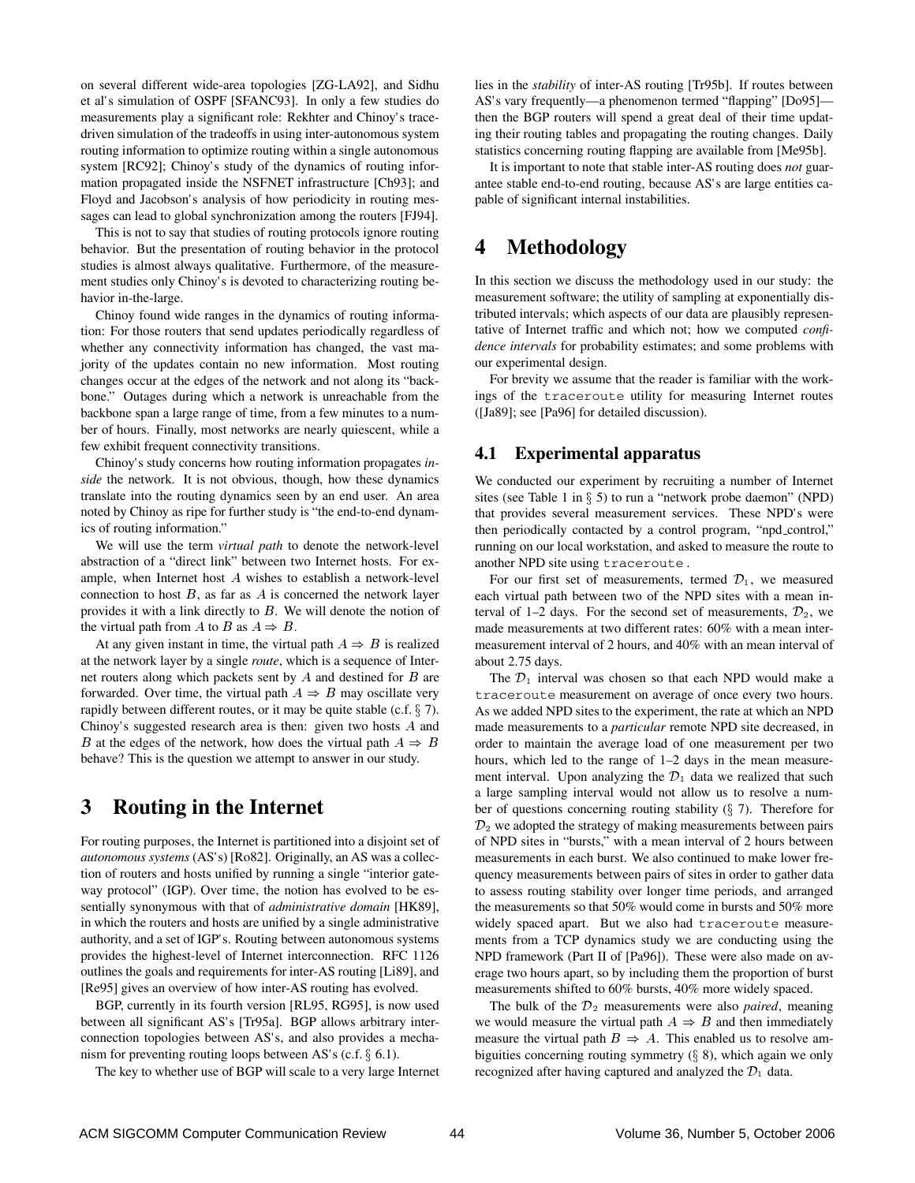on several different wide-area topologies [ZG-LA92], and Sidhu et al's simulation of OSPF [SFANC93]. In only a few studies do measurements play a significant role: Rekhter and Chinoy's trace-driven simulation of the tradeoffs in using inter-autonomous system routing information to optimize routing within a single autonomous system [RC92]; Chinoy's study of the dynamics of routing information propagated inside the NSFNET infrastructure [Ch93]; and Floyd and Jacobson's analysis of how periodicity in routing messages can lead to global synchronization among the routers [FJ94].

This is not to say that studies of routing protocols ignore routing behavior. But the presentation of routing behavior in the protocol studies is almost always qualitative. Furthermore, of the measurement studies only Chinoy's is devoted to characterizing routing behavior in-the-large.

Chinoy found wide ranges in the dynamics of routing information: For those routers that send updates periodically regardless of whether any connectivity information has changed, the vast majority of the updates contain no new information. Most routing changes occur at the edges of the network and not along its "backbone." Outages during which a network is unreachable from the backbone span a large range of time, from a few minutes to a number of hours. Finally, most networks are nearly quiescent, while a few exhibit frequent connectivity transitions.

Chinoy's study concerns how routing information propagates *inside* the network. It is not obvious, though, how these dynamics translate into the routing dynamics seen by an end user. An area noted by Chinoy as ripe for further study is "the end-to-end dynamics of routing information."

We will use the term *virtual path* to denote the network-level abstraction of a "direct link" between two Internet hosts. For example, when Internet host $A$ wishes to establish a network-level connection to host $B$, as far as $A$ is concerned the network layer provides it with a link directly to $B$. We will denote the notion of the virtual path from $A$ to $B$ as $A \Rightarrow B$.

At any given instant in time, the virtual path $A \Rightarrow B$ is realized at the network layer by a single *route*, which is a sequence of Internet routers along which packets sent by $A$ and destined for $B$ are forwarded. Over time, the virtual path $A \Rightarrow B$ may oscillate very rapidly between different routes, or it may be quite stable (c.f. § 7). Chinoy's suggested research area is then: given two hosts $A$ and $B$ at the edges of the network, how does the virtual path $A \Rightarrow B$ behave? This is the question we attempt to answer in our study.

# 3 Routing in the Internet

For routing purposes, the Internet is partitioned into a disjoint set of *autonomous systems* (AS's) [Ro82]. Originally, an AS was a collection of routers and hosts unified by running a single "interior gateway protocol" (IGP). Over time, the notion has evolved to be essentially synonymous with that of *administrative domain* [HK89], in which the routers and hosts are unified by a single administrative authority, and a set of IGP's. Routing between autonomous systems provides the highest-level of Internet interconnection. RFC 1126 outlines the goals and requirements for inter-AS routing [Li89], and [Re95] gives an overview of how inter-AS routing has evolved.

BGP, currently in its fourth version [RL95, RG95], is now used between all significant AS's [Tr95a]. BGP allows arbitrary interconnection topologies between AS's, and also provides a mechanism for preventing routing loops between AS's (c.f. § 6.1).

The key to whether use of BGP will scale to a very large Internet lies in the *stability* of inter-AS routing [Tr95b]. If routes between AS's vary frequently—a phenomenon termed "flapping" [Do95]—then the BGP routers will spend a great deal of their time updating their routing tables and propagating the routing changes. Daily statistics concerning routing flapping are available from [Me95b].

It is important to note that stable inter-AS routing does *not* guarantee stable end-to-end routing, because AS's are large entities capable of significant internal instabilities.

# 4 Methodology

In this section we discuss the methodology used in our study: the measurement software; the utility of sampling at exponentially distributed intervals; which aspects of our data are plausibly representative of Internet traffic and which not; how we computed *confidence intervals* for probability estimates; and some problems with our experimental design.

For brevity we assume that the reader is familiar with the workings of the `traceroute` utility for measuring Internet routes ([Ja89]; see [Pa96] for detailed discussion).

## 4.1 Experimental apparatus

We conducted our experiment by recruiting a number of Internet sites (see Table 1 in § 5) to run a "network probe daemon" (NPD) that provides several measurement services. These NPD's were then periodically contacted by a control program, "npd_control," running on our local workstation, and asked to measure the route to another NPD site using `traceroute`.

For our first set of measurements, termed $\mathcal{D}_1$, we measured each virtual path between two of the NPD sites with a mean interval of 1–2 days. For the second set of measurements, $\mathcal{D}_2$, we made measurements at two different rates: 60% with a mean intermeasurement interval of 2 hours, and 40% with an mean interval of about 2.75 days.

The $\mathcal{D}_1$ interval was chosen so that each NPD would make a `traceroute` measurement on average of once every two hours. As we added NPD sites to the experiment, the rate at which an NPD made measurements to a *particular* remote NPD site decreased, in order to maintain the average load of one measurement per two hours, which led to the range of 1–2 days in the mean measurement interval. Upon analyzing the $\mathcal{D}_1$ data we realized that such a large sampling interval would not allow us to resolve a number of questions concerning routing stability (§ 7). Therefore for $\mathcal{D}_2$ we adopted the strategy of making measurements between pairs of NPD sites in "bursts," with a mean interval of 2 hours between measurements in each burst. We also continued to make lower frequency measurements between pairs of sites in order to gather data to assess routing stability over longer time periods, and arranged the measurements so that 50% would come in bursts and 50% more widely spaced apart. But we also had `traceroute` measurements from a TCP dynamics study we are conducting using the NPD framework (Part II of [Pa96]). These were also made on average two hours apart, so by including them the proportion of burst measurements shifted to 60% bursts, 40% more widely spaced.

The bulk of the $\mathcal{D}_2$ measurements were also *paired*, meaning we would measure the virtual path $A \Rightarrow B$ and then immediately measure the virtual path $B \Rightarrow A$. This enabled us to resolve ambiguities concerning routing symmetry (§ 8), which again we only recognized after having captured and analyzed the $\mathcal{D}_1$ data.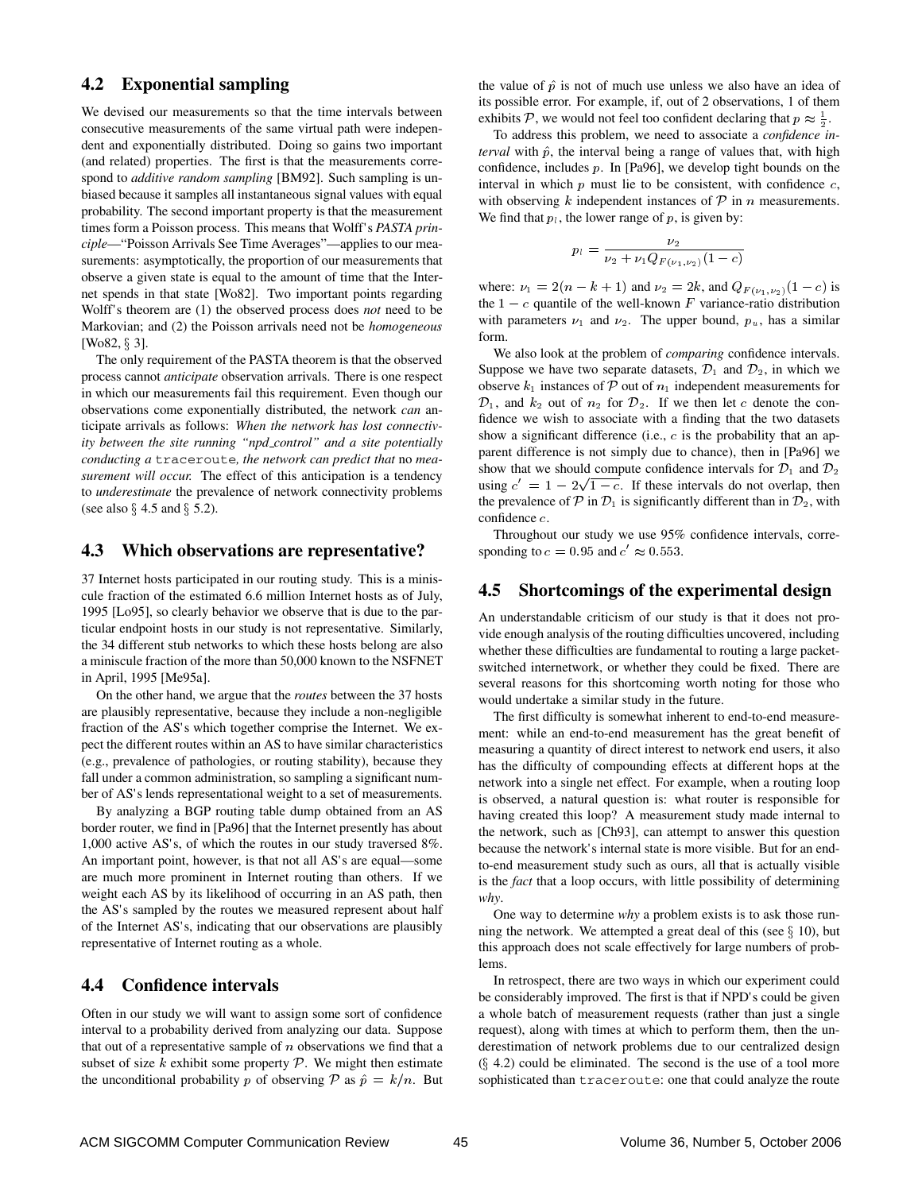## 4.2 Exponential sampling

We devised our measurements so that the time intervals between consecutive measurements of the same virtual path were independent and exponentially distributed. Doing so gains two important (and related) properties. The first is that the measurements correspond to *additive random sampling* [BM92]. Such sampling is unbiased because it samples all instantaneous signal values with equal probability. The second important property is that the measurement times form a Poisson process. This means that Wolff's *PASTA principle*—"Poisson Arrivals See Time Averages"—applies to our measurements: asymptotically, the proportion of our measurements that observe a given state is equal to the amount of time that the Internet spends in that state [Wo82]. Two important points regarding Wolff's theorem are (1) the observed process does *not* need to be Markovian; and (2) the Poisson arrivals need not be *homogeneous* [Wo82, § 3].

The only requirement of the PASTA theorem is that the observed process cannot *anticipate* observation arrivals. There is one respect in which our measurements fail this requirement. Even though our observations come exponentially distributed, the network *can* anticipate arrivals as follows: *When the network has lost connectivity between the site running "npd_control" and a site potentially conducting a* `traceroute`*, the network can predict that* no *measurement will occur.* The effect of this anticipation is a tendency to *underestimate* the prevalence of network connectivity problems (see also § 4.5 and § 5.2).

## 4.3 Which observations are representative?

37 Internet hosts participated in our routing study. This is a miniscule fraction of the estimated 6.6 million Internet hosts as of July, 1995 [Lo95], so clearly behavior we observe that is due to the particular endpoint hosts in our study is not representative. Similarly, the 34 different stub networks to which these hosts belong are also a miniscule fraction of the more than 50,000 known to the NSFNET in April, 1995 [Me95a].

On the other hand, we argue that the *routes* between the 37 hosts are plausibly representative, because they include a non-negligible fraction of the AS's which together comprise the Internet. We expect the different routes within an AS to have similar characteristics (e.g., prevalence of pathologies, or routing stability), because they fall under a common administration, so sampling a significant number of AS's lends representational weight to a set of measurements.

By analyzing a BGP routing table dump obtained from an AS border router, we find in [Pa96] that the Internet presently has about 1,000 active AS's, of which the routes in our study traversed 8%. An important point, however, is that not all AS's are equal—some are much more prominent in Internet routing than others. If we weight each AS by its likelihood of occurring in an AS path, then the AS's sampled by the routes we measured represent about half of the Internet AS's, indicating that our observations are plausibly representative of Internet routing as a whole.

## 4.4 Confidence intervals

Often in our study we will want to assign some sort of confidence interval to a probability derived from analyzing our data. Suppose that out of a representative sample of $n$ observations we find that a subset of size $k$ exhibit some property $\mathcal{P}$. We might then estimate the unconditional probability $p$ of observing $\mathcal{P}$ as $\hat{p} = k/n$. But the value of $\hat{p}$ is not of much use unless we also have an idea of its possible error. For example, if, out of 2 observations, 1 of them exhibits $\mathcal{P}$, we would not feel too confident declaring that $p \approx \frac{1}{2}$.

To address this problem, we need to associate a *confidence interval* with $\hat{p}$, the interval being a range of values that, with high confidence, includes $p$. In [Pa96], we develop tight bounds on the interval in which $p$ must lie to be consistent, with confidence $c$, with observing $k$ independent instances of $\mathcal{P}$ in $n$ measurements. We find that $p_l$, the lower range of $p$, is given by:

$$p_l = \frac{\nu_2}{\nu_2 + \nu_1 Q_{F(\nu_1,\nu_2)}(1-c)}$$

where: $\nu_1 = 2(n-k+1)$ and $\nu_2 = 2k$, and $Q_{F(\nu_1,\nu_2)}(1-c)$ is the $1-c$ quantile of the well-known $F$ variance-ratio distribution with parameters $\nu_1$ and $\nu_2$. The upper bound, $p_u$, has a similar form.

We also look at the problem of *comparing* confidence intervals. Suppose we have two separate datasets, $\mathcal{D}_1$ and $\mathcal{D}_2$, in which we observe $k_1$ instances of $\mathcal{P}$ out of $n_1$ independent measurements for $\mathcal{D}_1$, and $k_2$ out of $n_2$ for $\mathcal{D}_2$. If we then let $c$ denote the confidence we wish to associate with a finding that the two datasets show a significant difference (i.e., $c$ is the probability that an apparent difference is not simply due to chance), then in [Pa96] we show that we should compute confidence intervals for $\mathcal{D}_1$ and $\mathcal{D}_2$ using $c' = 1 - 2\sqrt{1-c}$. If these intervals do not overlap, then the prevalence of $\mathcal{P}$ in $\mathcal{D}_1$ is significantly different than in $\mathcal{D}_2$, with confidence $c$.

Throughout our study we use 95% confidence intervals, corresponding to $c = 0.95$ and $c' \approx 0.553$.

## 4.5 Shortcomings of the experimental design

An understandable criticism of our study is that it does not provide enough analysis of the routing difficulties uncovered, including whether these difficulties are fundamental to routing a large packet-switched internetwork, or whether they could be fixed. There are several reasons for this shortcoming worth noting for those who would undertake a similar study in the future.

The first difficulty is somewhat inherent to end-to-end measurement: while an end-to-end measurement has the great benefit of measuring a quantity of direct interest to network end users, it also has the difficulty of compounding effects at different hops at the network into a single net effect. For example, when a routing loop is observed, a natural question is: what router is responsible for having created this loop? A measurement study made internal to the network, such as [Ch93], can attempt to answer this question because the network's internal state is more visible. But for an end-to-end measurement study such as ours, all that is actually visible is the *fact* that a loop occurs, with little possibility of determining *why*.

One way to determine *why* a problem exists is to ask those running the network. We attempted a great deal of this (see § 10), but this approach does not scale effectively for large numbers of problems.

In retrospect, there are two ways in which our experiment could be considerably improved. The first is that if NPD's could be given a whole batch of measurement requests (rather than just a single request), along with times at which to perform them, then the underestimation of network problems due to our centralized design (§ 4.2) could be eliminated. The second is the use of a tool more sophisticated than `traceroute`: one that could analyze the route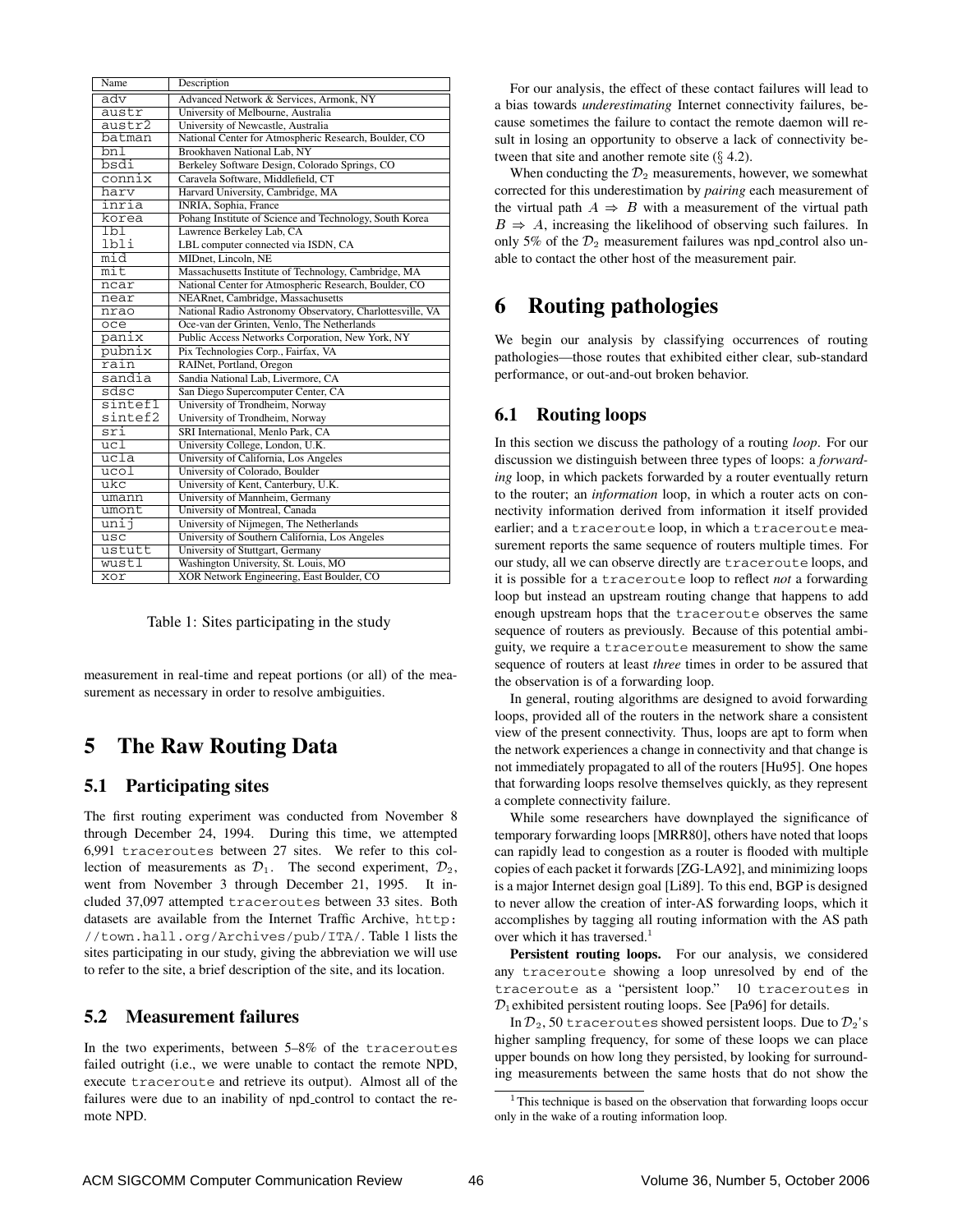| Name | Description |
|---|---|
| adv | Advanced Network & Services, Armonk, NY |
| austr | University of Melbourne, Australia |
| austr2 | University of Newcastle, Australia |
| batman | National Center for Atmospheric Research, Boulder, CO |
| bnl | Brookhaven National Lab, NY |
| bsdi | Berkeley Software Design, Colorado Springs, CO |
| connix | Caravela Software, Middlefield, CT |
| harv | Harvard University, Cambridge, MA |
| inria | INRIA, Sophia, France |
| korea | Pohang Institute of Science and Technology, South Korea |
| lbl | Lawrence Berkeley Lab, CA |
| lbli | LBL computer connected via ISDN, CA |
| mid | MIDnet, Lincoln, NE |
| mit | Massachusetts Institute of Technology, Cambridge, MA |
| ncar | National Center for Atmospheric Research, Boulder, CO |
| near | NEARnet, Cambridge, Massachusetts |
| nrao | National Radio Astronomy Observatory, Charlottesville, VA |
| oce | Oce-van der Grinten, Venlo, The Netherlands |
| panix | Public Access Networks Corporation, New York, NY |
| pubnix | Pix Technologies Corp., Fairfax, VA |
| rain | RAINet, Portland, Oregon |
| sandia | Sandia National Lab, Livermore, CA |
| sdsc | San Diego Supercomputer Center, CA |
| sintef1 | University of Trondheim, Norway |
| sintef2 | University of Trondheim, Norway |
| sri | SRI International, Menlo Park, CA |
| ucl | University College, London, U.K. |
| ucla | University of California, Los Angeles |
| ucol | University of Colorado, Boulder |
| ukc | University of Kent, Canterbury, U.K. |
| umann | University of Mannheim, Germany |
| umont | University of Montreal, Canada |
| unij | University of Nijmegen, The Netherlands |
| usc | University of Southern California, Los Angeles |
| ustutt | University of Stuttgart, Germany |
| wustl | Washington University, St. Louis, MO |
| xor | XOR Network Engineering, East Boulder, CO |

Table 1: Sites participating in the study

measurement in real-time and repeat portions (or all) of the measurement as necessary in order to resolve ambiguities.

# 5 The Raw Routing Data

## 5.1 Participating sites

The first routing experiment was conducted from November 8 through December 24, 1994. During this time, we attempted 6,991 traceroutes between 27 sites. We refer to this collection of measurements as $\mathcal{D}_1$. The second experiment, $\mathcal{D}_2$, went from November 3 through December 21, 1995. It included 37,097 attempted traceroutes between 33 sites. Both datasets are available from the Internet Traffic Archive, http://town.hall.org/Archives/pub/ITA/. Table 1 lists the sites participating in our study, giving the abbreviation we will use to refer to the site, a brief description of the site, and its location.

## 5.2 Measurement failures

In the two experiments, between 5–8% of the traceroutes failed outright (i.e., we were unable to contact the remote NPD, execute traceroute and retrieve its output). Almost all of the failures were due to an inability of npd_control to contact the remote NPD.

For our analysis, the effect of these contact failures will lead to a bias towards *underestimating* Internet connectivity failures, because sometimes the failure to contact the remote daemon will result in losing an opportunity to observe a lack of connectivity between that site and another remote site (§ 4.2).

When conducting the $\mathcal{D}_2$ measurements, however, we somewhat corrected for this underestimation by *pairing* each measurement of the virtual path $A \Rightarrow B$ with a measurement of the virtual path $B \Rightarrow A$, increasing the likelihood of observing such failures. In only 5% of the $\mathcal{D}_2$ measurement failures was npd_control also unable to contact the other host of the measurement pair.

# 6 Routing pathologies

We begin our analysis by classifying occurrences of routing pathologies—those routes that exhibited either clear, sub-standard performance, or out-and-out broken behavior.

## 6.1 Routing loops

In this section we discuss the pathology of a routing *loop*. For our discussion we distinguish between three types of loops: a *forwarding* loop, in which packets forwarded by a router eventually return to the router; an *information* loop, in which a router acts on connectivity information derived from information it itself provided earlier; and a traceroute loop, in which a traceroute measurement reports the same sequence of routers multiple times. For our study, all we can observe directly are traceroute loops, and it is possible for a traceroute loop to reflect *not* a forwarding loop but instead an upstream routing change that happens to add enough upstream hops that the traceroute observes the same sequence of routers as previously. Because of this potential ambiguity, we require a traceroute measurement to show the same sequence of routers at least *three* times in order to be assured that the observation is of a forwarding loop.

In general, routing algorithms are designed to avoid forwarding loops, provided all of the routers in the network share a consistent view of the present connectivity. Thus, loops are apt to form when the network experiences a change in connectivity and that change is not immediately propagated to all of the routers [Hu95]. One hopes that forwarding loops resolve themselves quickly, as they represent a complete connectivity failure.

While some researchers have downplayed the significance of temporary forwarding loops [MRR80], others have noted that loops can rapidly lead to congestion as a router is flooded with multiple copies of each packet it forwards [ZG-LA92], and minimizing loops is a major Internet design goal [Li89]. To this end, BGP is designed to never allow the creation of inter-AS forwarding loops, which it accomplishes by tagging all routing information with the AS path over which it has traversed.[1]

**Persistent routing loops.** For our analysis, we considered any traceroute showing a loop unresolved by end of the traceroute as a "persistent loop." 10 traceroutes in $\mathcal{D}_1$ exhibited persistent routing loops. See [Pa96] for details.

In $\mathcal{D}_2$, 50 traceroutes showed persistent loops. Due to $\mathcal{D}_2$'s higher sampling frequency, for some of these loops we can place upper bounds on how long they persisted, by looking for surrounding measurements between the same hosts that do not show the

[1] This technique is based on the observation that forwarding loops occur only in the wake of a routing information loop.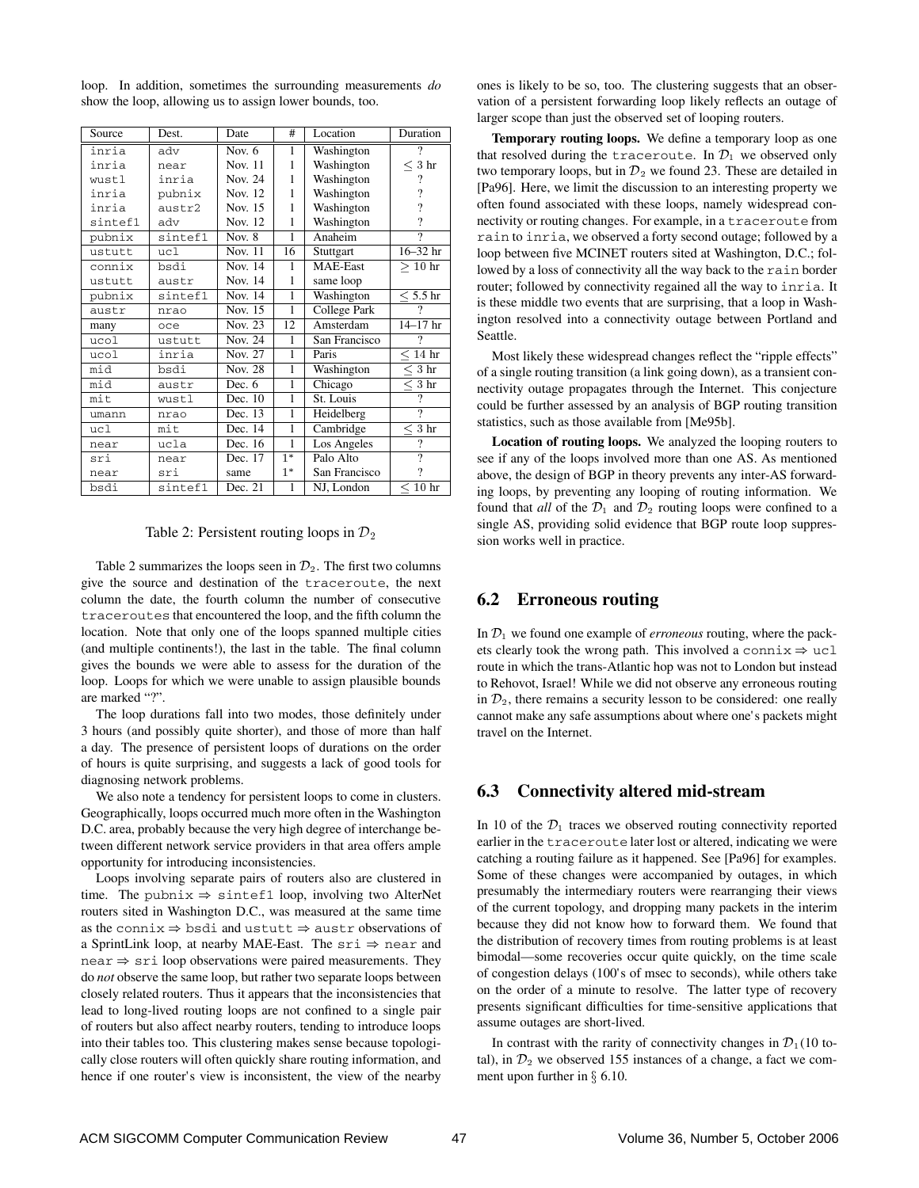loop. In addition, sometimes the surrounding measurements *do* show the loop, allowing us to assign lower bounds, too.

| Source | Dest. | Date | # | Location | Duration |
|---|---|---|---|---|---|
| inria | adv | Nov. 6 | 1 | Washington | ? |
| inria | near | Nov. 11 | 1 | Washington | $\leq$ 3 hr |
| wustl | inria | Nov. 24 | 1 | Washington | ? |
| inria | pubnix | Nov. 12 | 1 | Washington | ? |
| inria | austr2 | Nov. 15 | 1 | Washington | ? |
| sintef1 | adv | Nov. 12 | 1 | Washington | ? |
| pubnix | sintef1 | Nov. 8 | 1 | Anaheim | ? |
| ustutt | ucl | Nov. 11 | 16 | Stuttgart | 16–32 hr |
| connix | bsdi | Nov. 14 | 1 | MAE-East | $\geq$ 10 hr |
| ustutt | austr | Nov. 14 | 1 | same loop | |
| pubnix | sintef1 | Nov. 14 | 1 | Washington | $\leq$ 5.5 hr |
| austr | nrao | Nov. 15 | 1 | College Park | ? |
| many | oce | Nov. 23 | 12 | Amsterdam | 14–17 hr |
| ucol | ustutt | Nov. 24 | 1 | San Francisco | ? |
| ucol | inria | Nov. 27 | 1 | Paris | $\leq$ 14 hr |
| mid | bsdi | Nov. 28 | 1 | Washington | $\leq$ 3 hr |
| mid | austr | Dec. 6 | 1 | Chicago | $\leq$ 3 hr |
| mit | wustl | Dec. 10 | 1 | St. Louis | ? |
| umann | nrao | Dec. 13 | 1 | Heidelberg | ? |
| ucl | mit | Dec. 14 | 1 | Cambridge | $\leq$ 3 hr |
| near | ucla | Dec. 16 | 1 | Los Angeles | ? |
| sri | near | Dec. 17 | 1* | Palo Alto | ? |
| near | sri | same | 1* | San Francisco | ? |
| bsdi | sintef1 | Dec. 21 | 1 | NJ, London | $\leq$ 10 hr |

Table 2: Persistent routing loops in $\mathcal{D}_2$

Table 2 summarizes the loops seen in $\mathcal{D}_2$. The first two columns give the source and destination of the traceroute, the next column the date, the fourth column the number of consecutive traceroutes that encountered the loop, and the fifth column the location. Note that only one of the loops spanned multiple cities (and multiple continents!), the last in the table. The final column gives the bounds we were able to assess for the duration of the loop. Loops for which we were unable to assign plausible bounds are marked "?".

The loop durations fall into two modes, those definitely under 3 hours (and possibly quite shorter), and those of more than half a day. The presence of persistent loops of durations on the order of hours is quite surprising, and suggests a lack of good tools for diagnosing network problems.

We also note a tendency for persistent loops to come in clusters. Geographically, loops occurred much more often in the Washington D.C. area, probably because the very high degree of interchange between different network service providers in that area offers ample opportunity for introducing inconsistencies.

Loops involving separate pairs of routers also are clustered in time. The pubnix ⇒ sintef1 loop, involving two AlterNet routers sited in Washington D.C., was measured at the same time as the connix ⇒ bsdi and ustutt ⇒ austr observations of a SprintLink loop, at nearby MAE-East. The sri ⇒ near and near ⇒ sri loop observations were paired measurements. They do *not* observe the same loop, but rather two separate loops between closely related routers. Thus it appears that the inconsistencies that lead to long-lived routing loops are not confined to a single pair of routers but also affect nearby routers, tending to introduce loops into their tables too. This clustering makes sense because topologically close routers will often quickly share routing information, and hence if one router's view is inconsistent, the view of the nearby ones is likely to be so, too. The clustering suggests that an observation of a persistent forwarding loop likely reflects an outage of larger scope than just the observed set of looping routers.

**Temporary routing loops.** We define a temporary loop as one that resolved during the traceroute. In $\mathcal{D}_1$ we observed only two temporary loops, but in $\mathcal{D}_2$ we found 23. These are detailed in [Pa96]. Here, we limit the discussion to an interesting property we often found associated with these loops, namely widespread connectivity or routing changes. For example, in a traceroute from rain to inria, we observed a forty second outage; followed by a loop between five MCINET routers sited at Washington, D.C.; followed by a loss of connectivity all the way back to the rain border router; followed by connectivity regained all the way to inria. It is these middle two events that are surprising, that a loop in Washington resolved into a connectivity outage between Portland and Seattle.

Most likely these widespread changes reflect the "ripple effects" of a single routing transition (a link going down), as a transient connectivity outage propagates through the Internet. This conjecture could be further assessed by an analysis of BGP routing transition statistics, such as those available from [Me95b].

**Location of routing loops.** We analyzed the looping routers to see if any of the loops involved more than one AS. As mentioned above, the design of BGP in theory prevents any inter-AS forwarding loops, by preventing any looping of routing information. We found that *all* of the $\mathcal{D}_1$ and $\mathcal{D}_2$ routing loops were confined to a single AS, providing solid evidence that BGP route loop suppression works well in practice.

## 6.2 Erroneous routing

In $\mathcal{D}_1$ we found one example of *erroneous* routing, where the packets clearly took the wrong path. This involved a connix ⇒ ucl route in which the trans-Atlantic hop was not to London but instead to Rehovot, Israel! While we did not observe any erroneous routing in $\mathcal{D}_2$, there remains a security lesson to be considered: one really cannot make any safe assumptions about where one's packets might travel on the Internet.

## 6.3 Connectivity altered mid-stream

In 10 of the $\mathcal{D}_1$ traces we observed routing connectivity reported earlier in the traceroute later lost or altered, indicating we were catching a routing failure as it happened. See [Pa96] for examples. Some of these changes were accompanied by outages, in which presumably the intermediary routers were rearranging their views of the current topology, and dropping many packets in the interim because they did not know how to forward them. We found that the distribution of recovery times from routing problems is at least bimodal—some recoveries occur quite quickly, on the time scale of congestion delays (100's of msec to seconds), while others take on the order of a minute to resolve. The latter type of recovery presents significant difficulties for time-sensitive applications that assume outages are short-lived.

In contrast with the rarity of connectivity changes in $\mathcal{D}_1$ (10 total), in $\mathcal{D}_2$ we observed 155 instances of a change, a fact we comment upon further in § 6.10.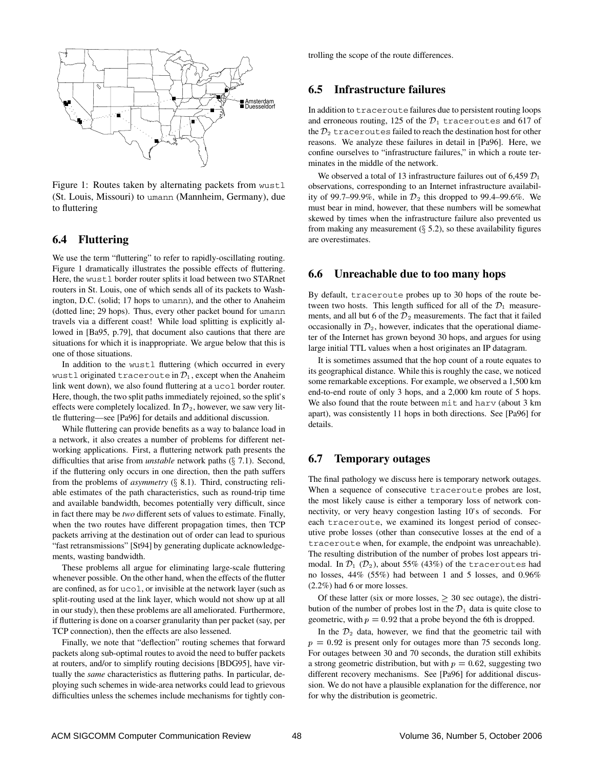Figure 1: Routes taken by alternating packets from wustl (St. Louis, Missouri) to umann (Mannheim, Germany), due to fluttering

## 6.4 Fluttering

We use the term "fluttering" to refer to rapidly-oscillating routing. Figure 1 dramatically illustrates the possible effects of fluttering. Here, the wustl border router splits it load between two STARnet routers in St. Louis, one of which sends all of its packets to Washington, D.C. (solid; 17 hops to umann), and the other to Anaheim (dotted line; 29 hops). Thus, every other packet bound for umann travels via a different coast! While load splitting is explicitly allowed in [Ba95, p.79], that document also cautions that there are situations for which it is inappropriate. We argue below that this is one of those situations.

In addition to the wustl fluttering (which occurred in every wustl originated traceroute in $\mathcal{D}_1$, except when the Anaheim link went down), we also found fluttering at a ucol border router. Here, though, the two split paths immediately rejoined, so the split's effects were completely localized. In $\mathcal{D}_2$, however, we saw very little fluttering—see [Pa96] for details and additional discussion.

While fluttering can provide benefits as a way to balance load in a network, it also creates a number of problems for different networking applications. First, a fluttering network path presents the difficulties that arise from *unstable* network paths (§ 7.1). Second, if the fluttering only occurs in one direction, then the path suffers from the problems of *asymmetry* (§ 8.1). Third, constructing reliable estimates of the path characteristics, such as round-trip time and available bandwidth, becomes potentially very difficult, since in fact there may be *two* different sets of values to estimate. Finally, when the two routes have different propagation times, then TCP packets arriving at the destination out of order can lead to spurious "fast retransmissions" [St94] by generating duplicate acknowledgements, wasting bandwidth.

These problems all argue for eliminating large-scale fluttering whenever possible. On the other hand, when the effects of the flutter are confined, as for ucol, or invisible at the network layer (such as split-routing used at the link layer, which would not show up at all in our study), then these problems are all ameliorated. Furthermore, if fluttering is done on a coarser granularity than per packet (say, per TCP connection), then the effects are also lessened.

Finally, we note that "deflection" routing schemes that forward packets along sub-optimal routes to avoid the need to buffer packets at routers, and/or to simplify routing decisions [BDG95], have virtually the *same* characteristics as fluttering paths. In particular, deploying such schemes in wide-area networks could lead to grievous difficulties unless the schemes include mechanisms for tightly controlling the scope of the route differences.

## 6.5 Infrastructure failures

In addition to traceroute failures due to persistent routing loops and erroneous routing, 125 of the $\mathcal{D}_1$ traceroutes and 617 of the $\mathcal{D}_2$ traceroutes failed to reach the destination host for other reasons. We analyze these failures in detail in [Pa96]. Here, we confine ourselves to "infrastructure failures," in which a route terminates in the middle of the network.

We observed a total of 13 infrastructure failures out of 6,459 $\mathcal{D}_1$ observations, corresponding to an Internet infrastructure availability of 99.7–99.9%, while in $\mathcal{D}_2$ this dropped to 99.4–99.6%. We must bear in mind, however, that these numbers will be somewhat skewed by times when the infrastructure failure also prevented us from making any measurement (§ 5.2), so these availability figures are overestimates.

## 6.6 Unreachable due to too many hops

By default, traceroute probes up to 30 hops of the route between two hosts. This length sufficed for all of the $\mathcal{D}_1$ measurements, and all but 6 of the $\mathcal{D}_2$ measurements. The fact that it failed occasionally in $\mathcal{D}_2$, however, indicates that the operational diameter of the Internet has grown beyond 30 hops, and argues for using large initial TTL values when a host originates an IP datagram.

It is sometimes assumed that the hop count of a route equates to its geographical distance. While this is roughly the case, we noticed some remarkable exceptions. For example, we observed a 1,500 km end-to-end route of only 3 hops, and a 2,000 km route of 5 hops. We also found that the route between mit and harv (about 3 km apart), was consistently 11 hops in both directions. See [Pa96] for details.

## 6.7 Temporary outages

The final pathology we discuss here is temporary network outages. When a sequence of consecutive traceroute probes are lost, the most likely cause is either a temporary loss of network connectivity, or very heavy congestion lasting 10's of seconds. For each traceroute, we examined its longest period of consecutive probe losses (other than consecutive losses at the end of a traceroute when, for example, the endpoint was unreachable). The resulting distribution of the number of probes lost appears trimodal. In $\mathcal{D}_1$ ($\mathcal{D}_2$), about 55% (43%) of the traceroutes had no losses, 44% (55%) had between 1 and 5 losses, and 0.96% (2.2%) had 6 or more losses.

Of these latter (six or more losses, $\geq$ 30 sec outage), the distribution of the number of probes lost in the $\mathcal{D}_1$ data is quite close to geometric, with $p = 0.92$ that a probe beyond the 6th is dropped.

In the $\mathcal{D}_2$ data, however, we find that the geometric tail with $p = 0.92$ is present only for outages more than 75 seconds long. For outages between 30 and 70 seconds, the duration still exhibits a strong geometric distribution, but with $p = 0.62$, suggesting two different recovery mechanisms. See [Pa96] for additional discussion. We do not have a plausible explanation for the difference, nor for why the distribution is geometric.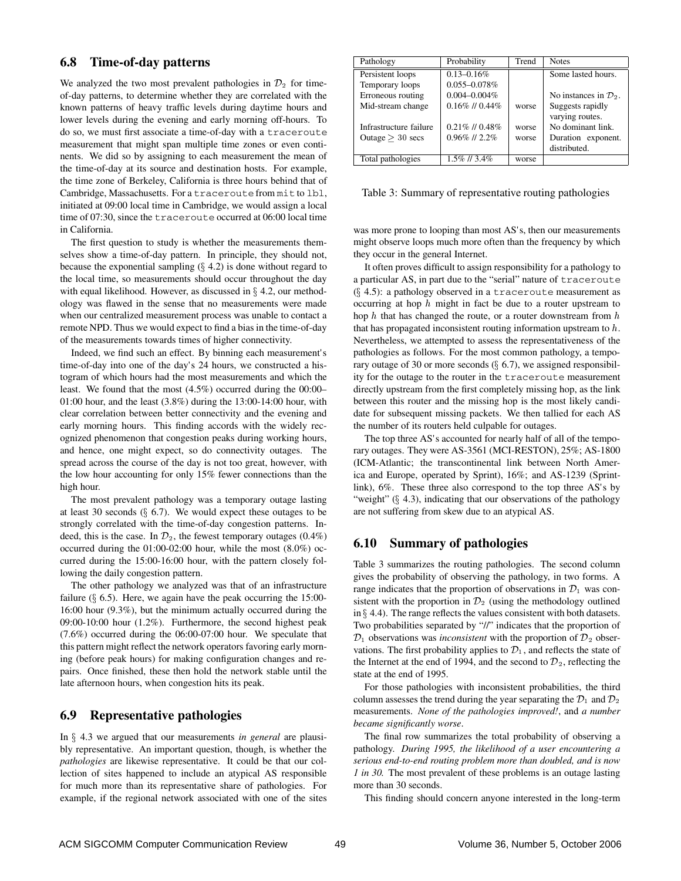## 6.8 Time-of-day patterns

We analyzed the two most prevalent pathologies in $\mathcal{D}_2$ for time-of-day patterns, to determine whether they are correlated with the known patterns of heavy traffic levels during daytime hours and lower levels during the evening and early morning off-hours. To do so, we must first associate a time-of-day with a traceroute measurement that might span multiple time zones or even continents. We did so by assigning to each measurement the mean of the time-of-day at its source and destination hosts. For example, the time zone of Berkeley, California is three hours behind that of Cambridge, Massachusetts. For a traceroute from mit to lbl, initiated at 09:00 local time in Cambridge, we would assign a local time of 07:30, since the traceroute occurred at 06:00 local time in California.

The first question to study is whether the measurements themselves show a time-of-day pattern. In principle, they should not, because the exponential sampling (§ 4.2) is done without regard to the local time, so measurements should occur throughout the day with equal likelihood. However, as discussed in § 4.2, our methodology was flawed in the sense that no measurements were made when our centralized measurement process was unable to contact a remote NPD. Thus we would expect to find a bias in the time-of-day of the measurements towards times of higher connectivity.

Indeed, we find such an effect. By binning each measurement's time-of-day into one of the day's 24 hours, we constructed a histogram of which hours had the most measurements and which the least. We found that the most (4.5%) occurred during the 00:00–01:00 hour, and the least (3.8%) during the 13:00-14:00 hour, with clear correlation between better connectivity and the evening and early morning hours. This finding accords with the widely recognized phenomenon that congestion peaks during working hours, and hence, one might expect, so do connectivity outages. The spread across the course of the day is not too great, however, with the low hour accounting for only 15% fewer connections than the high hour.

The most prevalent pathology was a temporary outage lasting at least 30 seconds (§ 6.7). We would expect these outages to be strongly correlated with the time-of-day congestion patterns. Indeed, this is the case. In $\mathcal{D}_2$, the fewest temporary outages (0.4%) occurred during the 01:00-02:00 hour, while the most (8.0%) occurred during the 15:00-16:00 hour, with the pattern closely following the daily congestion pattern.

The other pathology we analyzed was that of an infrastructure failure (§ 6.5). Here, we again have the peak occurring the 15:00-16:00 hour (9.3%), but the minimum actually occurred during the 09:00-10:00 hour (1.2%). Furthermore, the second highest peak (7.6%) occurred during the 06:00-07:00 hour. We speculate that this pattern might reflect the network operators favoring early morning (before peak hours) for making configuration changes and repairs. Once finished, these then hold the network stable until the late afternoon hours, when congestion hits its peak.

## 6.9 Representative pathologies

In § 4.3 we argued that our measurements *in general* are plausibly representative. An important question, though, is whether the *pathologies* are likewise representative. It could be that our collection of sites happened to include an atypical AS responsible for much more than its representative share of pathologies. For example, if the regional network associated with one of the sites was more prone to looping than most AS's, then our measurements might observe loops much more often than the frequency by which they occur in the general Internet.

It often proves difficult to assign responsibility for a pathology to a particular AS, in part due to the "serial" nature of traceroute (§ 4.5): a pathology observed in a traceroute measurement as occurring at hop $h$ might in fact be due to a router upstream to hop $h$ that has changed the route, or a router downstream from $h$ that has propagated inconsistent routing information upstream to $h$. Nevertheless, we attempted to assess the representativeness of the pathologies as follows. For the most common pathology, a temporary outage of 30 or more seconds (§ 6.7), we assigned responsibility for the outage to the router in the traceroute measurement directly upstream from the first completely missing hop, as the link between this router and the missing hop is the most likely candidate for subsequent missing packets. We then tallied for each AS the number of its routers held culpable for outages.

The top three AS's accounted for nearly half of all of the temporary outages. They were AS-3561 (MCI-RESTON), 25%; AS-1800 (ICM-Atlantic; the transcontinental link between North America and Europe, operated by Sprint), 16%; and AS-1239 (Sprintlink), 6%. These three also correspond to the top three AS's by "weight" (§ 4.3), indicating that our observations of the pathology are not suffering from skew due to an atypical AS.

| Pathology | Probability | Trend | Notes |
|---|---|---|---|
| Persistent loops | 0.13–0.16% | | Some lasted hours. |
| Temporary loops | 0.055–0.078% | | |
| Erroneous routing | 0.004–0.004% | | No instances in $\mathcal{D}_2$. |
| Mid-stream change | 0.16% // 0.44% | worse | Suggests rapidly varying routes. |
| Infrastructure failure | 0.21% // 0.48% | worse | No dominant link. |
| Outage $\geq$ 30 secs | 0.96% // 2.2% | worse | Duration exponent. distributed. |
| Total pathologies | 1.5% // 3.4% | worse | |

Table 3: Summary of representative routing pathologies

## 6.10 Summary of pathologies

Table 3 summarizes the routing pathologies. The second column gives the probability of observing the pathology, in two forms. A range indicates that the proportion of observations in $\mathcal{D}_1$ was consistent with the proportion in $\mathcal{D}_2$ (using the methodology outlined in § 4.4). The range reflects the values consistent with both datasets. Two probabilities separated by "//" indicates that the proportion of $\mathcal{D}_1$ observations was *inconsistent* with the proportion of $\mathcal{D}_2$ observations. The first probability applies to $\mathcal{D}_1$, and reflects the state of the Internet at the end of 1994, and the second to $\mathcal{D}_2$, reflecting the state at the end of 1995.

For those pathologies with inconsistent probabilities, the third column assesses the trend during the year separating the $\mathcal{D}_1$ and $\mathcal{D}_2$ measurements. *None of the pathologies improved!*, and *a number became significantly worse*.

The final row summarizes the total probability of observing a pathology. *During 1995, the likelihood of a user encountering a serious end-to-end routing problem more than doubled, and is now 1 in 30.* The most prevalent of these problems is an outage lasting more than 30 seconds.

This finding should concern anyone interested in the long-term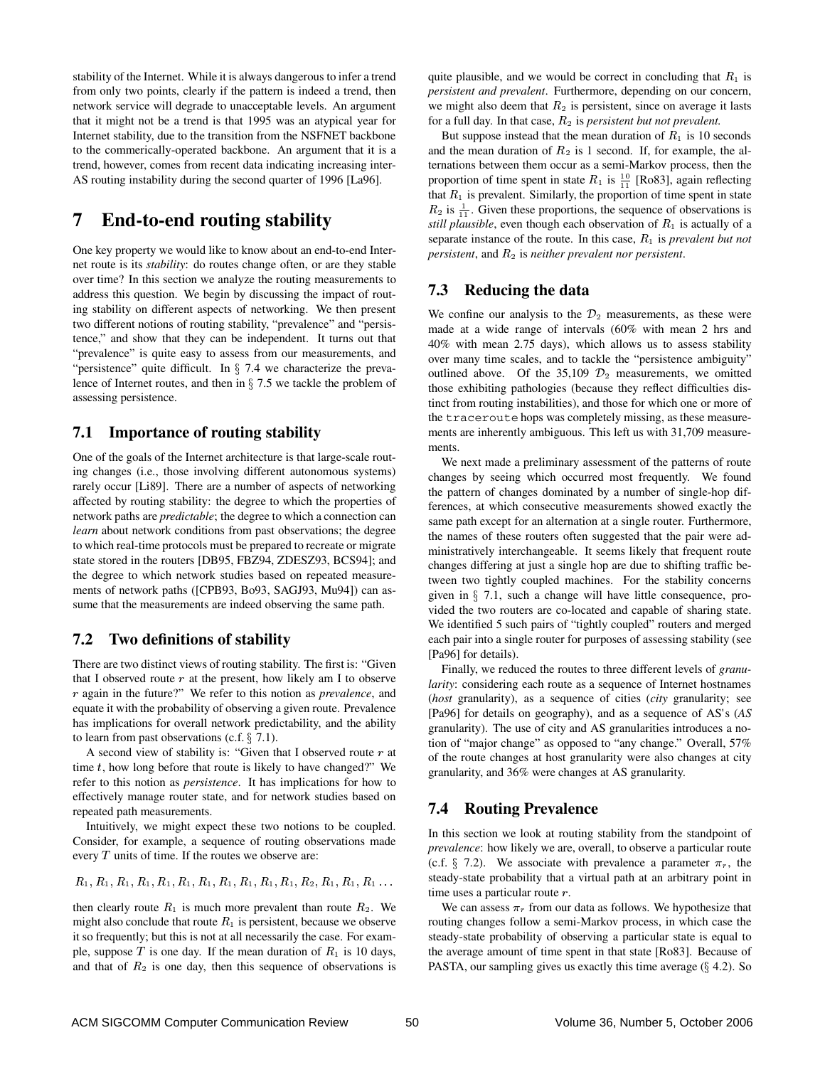stability of the Internet. While it is always dangerous to infer a trend from only two points, clearly if the pattern is indeed a trend, then network service will degrade to unacceptable levels. An argument that it might not be a trend is that 1995 was an atypical year for Internet stability, due to the transition from the NSFNET backbone to the commerically-operated backbone. An argument that it is a trend, however, comes from recent data indicating increasing inter-AS routing instability during the second quarter of 1996 [La96].

# 7 End-to-end routing stability

One key property we would like to know about an end-to-end Internet route is its *stability*: do routes change often, or are they stable over time? In this section we analyze the routing measurements to address this question. We begin by discussing the impact of routing stability on different aspects of networking. We then present two different notions of routing stability, "prevalence" and "persistence," and show that they can be independent. It turns out that "prevalence" is quite easy to assess from our measurements, and "persistence" quite difficult. In § 7.4 we characterize the prevalence of Internet routes, and then in § 7.5 we tackle the problem of assessing persistence.

## 7.1 Importance of routing stability

One of the goals of the Internet architecture is that large-scale routing changes (i.e., those involving different autonomous systems) rarely occur [Li89]. There are a number of aspects of networking affected by routing stability: the degree to which the properties of network paths are *predictable*; the degree to which a connection can *learn* about network conditions from past observations; the degree to which real-time protocols must be prepared to recreate or migrate state stored in the routers [DB95, FBZ94, ZDESZ93, BCS94]; and the degree to which network studies based on repeated measurements of network paths ([CPB93, Bo93, SAGJ93, Mu94]) can assume that the measurements are indeed observing the same path.

## 7.2 Two definitions of stability

There are two distinct views of routing stability. The first is: "Given that I observed route $r$ at the present, how likely am I to observe $r$ again in the future?" We refer to this notion as *prevalence*, and equate it with the probability of observing a given route. Prevalence has implications for overall network predictability, and the ability to learn from past observations (c.f. § 7.1).

A second view of stability is: "Given that I observed route $r$ at time $t$, how long before that route is likely to have changed?" We refer to this notion as *persistence*. It has implications for how to effectively manage router state, and for network studies based on repeated path measurements.

Intuitively, we might expect these two notions to be coupled. Consider, for example, a sequence of routing observations made every $T$ units of time. If the routes we observe are:

$$R_1, R_1, R_1, R_1, R_1, R_1, R_1, R_1, R_1, R_1, R_1, R_2, R_1, R_1, R_1 \ldots$$

then clearly route $R_1$ is much more prevalent than route $R_2$. We might also conclude that route $R_1$ is persistent, because we observe it so frequently; but this is not at all necessarily the case. For example, suppose $T$ is one day. If the mean duration of $R_1$ is 10 days, and that of $R_2$ is one day, then this sequence of observations is quite plausible, and we would be correct in concluding that $R_1$ is *persistent and prevalent*. Furthermore, depending on our concern, we might also deem that $R_2$ is persistent, since on average it lasts for a full day. In that case, $R_2$ is *persistent but not prevalent*.

But suppose instead that the mean duration of $R_1$ is 10 seconds and the mean duration of $R_2$ is 1 second. If, for example, the alternations between them occur as a semi-Markov process, then the proportion of time spent in state $R_1$ is $\frac{10}{11}$ [Ro83], again reflecting that $R_1$ is prevalent. Similarly, the proportion of time spent in state $R_2$ is $\frac{1}{11}$. Given these proportions, the sequence of observations is *still plausible*, even though each observation of $R_1$ is actually of a separate instance of the route. In this case, $R_1$ is *prevalent but not persistent*, and $R_2$ is *neither prevalent nor persistent*.

## 7.3 Reducing the data

We confine our analysis to the $\mathcal{D}_2$ measurements, as these were made at a wide range of intervals (60% with mean 2 hrs and 40% with mean 2.75 days), which allows us to assess stability over many time scales, and to tackle the "persistence ambiguity" outlined above. Of the 35,109 $\mathcal{D}_2$ measurements, we omitted those exhibiting pathologies (because they reflect difficulties distinct from routing instabilities), and those for which one or more of the `traceroute` hops was completely missing, as these measurements are inherently ambiguous. This left us with 31,709 measurements.

We next made a preliminary assessment of the patterns of route changes by seeing which occurred most frequently. We found the pattern of changes dominated by a number of single-hop differences, at which consecutive measurements showed exactly the same path except for an alternation at a single router. Furthermore, the names of these routers often suggested that the pair were administratively interchangeable. It seems likely that frequent route changes differing at just a single hop are due to shifting traffic between two tightly coupled machines. For the stability concerns given in § 7.1, such a change will have little consequence, provided the two routers are co-located and capable of sharing state. We identified 5 such pairs of "tightly coupled" routers and merged each pair into a single router for purposes of assessing stability (see [Pa96] for details).

Finally, we reduced the routes to three different levels of *granularity*: considering each route as a sequence of Internet hostnames (*host* granularity), as a sequence of cities (*city* granularity; see [Pa96] for details on geography), and as a sequence of AS's (*AS* granularity). The use of city and AS granularities introduces a notion of "major change" as opposed to "any change." Overall, 57% of the route changes at host granularity were also changes at city granularity, and 36% were changes at AS granularity.

## 7.4 Routing Prevalence

In this section we look at routing stability from the standpoint of *prevalence*: how likely we are, overall, to observe a particular route (c.f. § 7.2). We associate with prevalence a parameter $\pi_r$, the steady-state probability that a virtual path at an arbitrary point in time uses a particular route $r$.

We can assess $\pi_r$ from our data as follows. We hypothesize that routing changes follow a semi-Markov process, in which case the steady-state probability of observing a particular state is equal to the average amount of time spent in that state [Ro83]. Because of PASTA, our sampling gives us exactly this time average (§ 4.2). So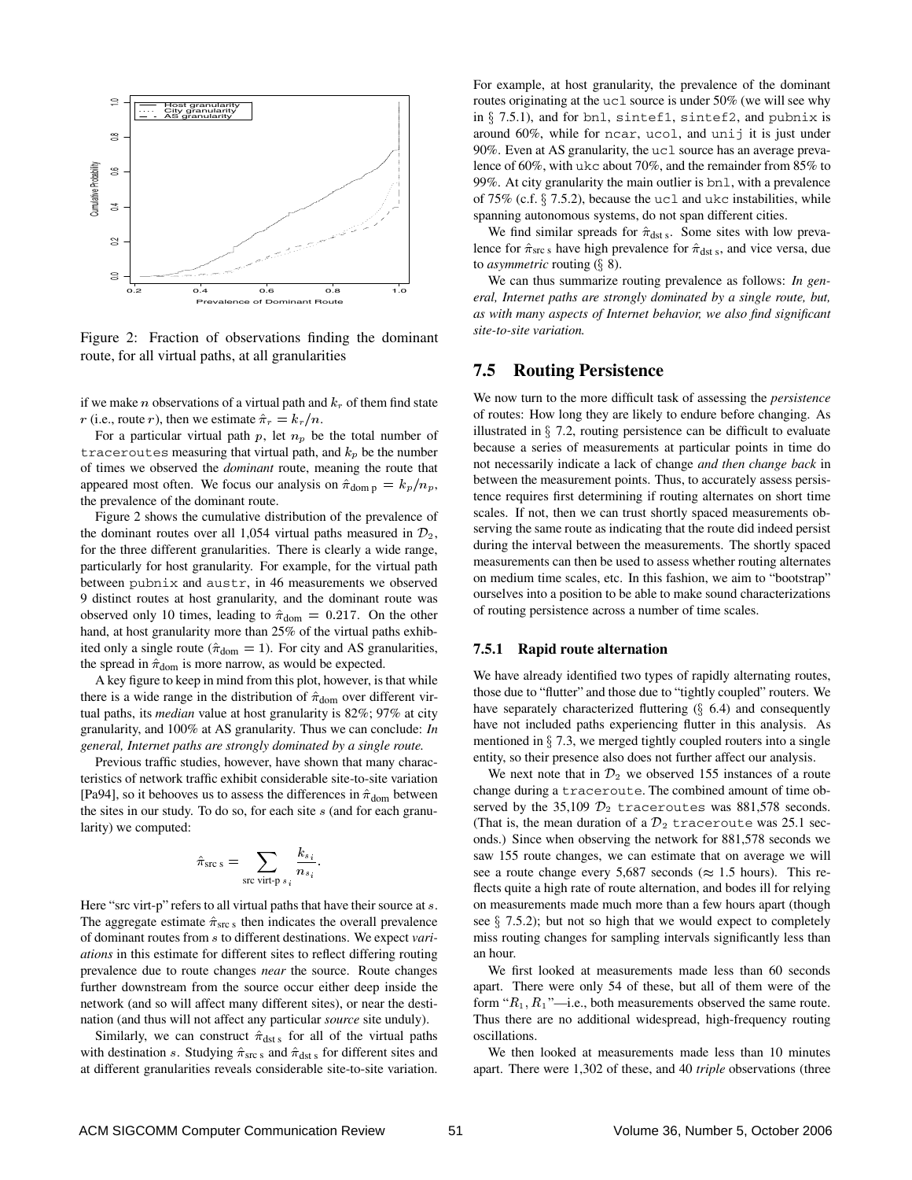Figure 2: Fraction of observations finding the dominant route, for all virtual paths, at all granularities

if we make $n$ observations of a virtual path and $k_r$ of them find state $r$ (i.e., route $r$), then we estimate $\hat{\pi}_r = k_r/n$.

For a particular virtual path $p$, let $n_p$ be the total number of `traceroutes` measuring that virtual path, and $k_p$ be the number of times we observed the *dominant* route, meaning the route that appeared most often. We focus our analysis on $\hat{\pi}_{\text{dom p}} = k_p/n_p$, the prevalence of the dominant route.

Figure 2 shows the cumulative distribution of the prevalence of the dominant routes over all 1,054 virtual paths measured in $\mathcal{D}_2$, for the three different granularities. There is clearly a wide range, particularly for host granularity. For example, for the virtual path between `pubnix` and `austr`, in 46 measurements we observed 9 distinct routes at host granularity, and the dominant route was observed only 10 times, leading to $\hat{\pi}_{\text{dom}} = 0.217$. On the other hand, at host granularity more than 25% of the virtual paths exhibited only a single route ($\hat{\pi}_{\text{dom}} = 1$). For city and AS granularities, the spread in $\hat{\pi}_{\text{dom}}$ is more narrow, as would be expected.

A key figure to keep in mind from this plot, however, is that while there is a wide range in the distribution of $\hat{\pi}_{\text{dom}}$ over different virtual paths, its *median* value at host granularity is 82%; 97% at city granularity, and 100% at AS granularity. Thus we can conclude: *In general, Internet paths are strongly dominated by a single route.*

Previous traffic studies, however, have shown that many characteristics of network traffic exhibit considerable site-to-site variation [Pa94], so it behooves us to assess the differences in $\hat{\pi}_{\text{dom}}$ between the sites in our study. To do so, for each site $s$ (and for each granularity) we computed:

$$\hat{\pi}_{\text{src s}} = \sum_{\text{src virt-p } s_i} \frac{k_{s_i}}{n_{s_i}}.$$

Here "src virt-p" refers to all virtual paths that have their source at $s$. The aggregate estimate $\hat{\pi}_{\text{src s}}$ then indicates the overall prevalence of dominant routes from $s$ to different destinations. We expect *variations* in this estimate for different sites to reflect differing routing prevalence due to route changes *near* the source. Route changes further downstream from the source occur either deep inside the network (and so will affect many different sites), or near the destination (and thus will not affect any particular *source* site unduly).

Similarly, we can construct $\hat{\pi}_{\text{dst s}}$ for all of the virtual paths with destination $s$. Studying $\hat{\pi}_{\text{src s}}$ and $\hat{\pi}_{\text{dst s}}$ for different sites and at different granularities reveals considerable site-to-site variation. For example, at host granularity, the prevalence of the dominant routes originating at the `ucl` source is under 50% (we will see why in § 7.5.1), and for `bnl`, `sintef1`, `sintef2`, and `pubnix` is around 60%, while for `ncar`, `ucol`, and `unij` it is just under 90%. Even at AS granularity, the `ucl` source has an average prevalence of 60%, with `ukc` about 70%, and the remainder from 85% to 99%. At city granularity the main outlier is `bnl`, with a prevalence of 75% (c.f. § 7.5.2), because the `ucl` and `ukc` instabilities, while spanning autonomous systems, do not span different cities.

We find similar spreads for $\hat{\pi}_{\text{dst s}}$. Some sites with low prevalence for $\hat{\pi}_{\text{src s}}$ have high prevalence for $\hat{\pi}_{\text{dst s}}$, and vice versa, due to *asymmetric* routing (§ 8).

We can thus summarize routing prevalence as follows: *In general, Internet paths are strongly dominated by a single route, but, as with many aspects of Internet behavior, we also find significant site-to-site variation.*

## 7.5 Routing Persistence

We now turn to the more difficult task of assessing the *persistence* of routes: How long they are likely to endure before changing. As illustrated in § 7.2, routing persistence can be difficult to evaluate because a series of measurements at particular points in time do not necessarily indicate a lack of change *and then change back* in between the measurement points. Thus, to accurately assess persistence requires first determining if routing alternates on short time scales. If not, then we can trust shortly spaced measurements observing the same route as indicating that the route did indeed persist during the interval between the measurements. The shortly spaced measurements can then be used to assess whether routing alternates on medium time scales, etc. In this fashion, we aim to "bootstrap" ourselves into a position to be able to make sound characterizations of routing persistence across a number of time scales.

### 7.5.1 Rapid route alternation

We have already identified two types of rapidly alternating routes, those due to "flutter" and those due to "tightly coupled" routers. We have separately characterized fluttering (§ 6.4) and consequently have not included paths experiencing flutter in this analysis. As mentioned in § 7.3, we merged tightly coupled routers into a single entity, so their presence also does not further affect our analysis.

We next note that in $\mathcal{D}_2$ we observed 155 instances of a route change during a `traceroute`. The combined amount of time observed by the 35,109 $\mathcal{D}_2$ `traceroutes` was 881,578 seconds. (That is, the mean duration of a $\mathcal{D}_2$ `traceroute` was 25.1 seconds.) Since when observing the network for 881,578 seconds we saw 155 route changes, we can estimate that on average we will see a route change every 5,687 seconds ($\approx$ 1.5 hours). This reflects quite a high rate of route alternation, and bodes ill for relying on measurements made much more than a few hours apart (though see § 7.5.2); but not so high that we would expect to completely miss routing changes for sampling intervals significantly less than an hour.

We first looked at measurements made less than 60 seconds apart. There were only 54 of these, but all of them were of the form "$R_1, R_1$"—i.e., both measurements observed the same route. Thus there are no additional widespread, high-frequency routing oscillations.

We then looked at measurements made less than 10 minutes apart. There were 1,302 of these, and 40 *triple* observations (three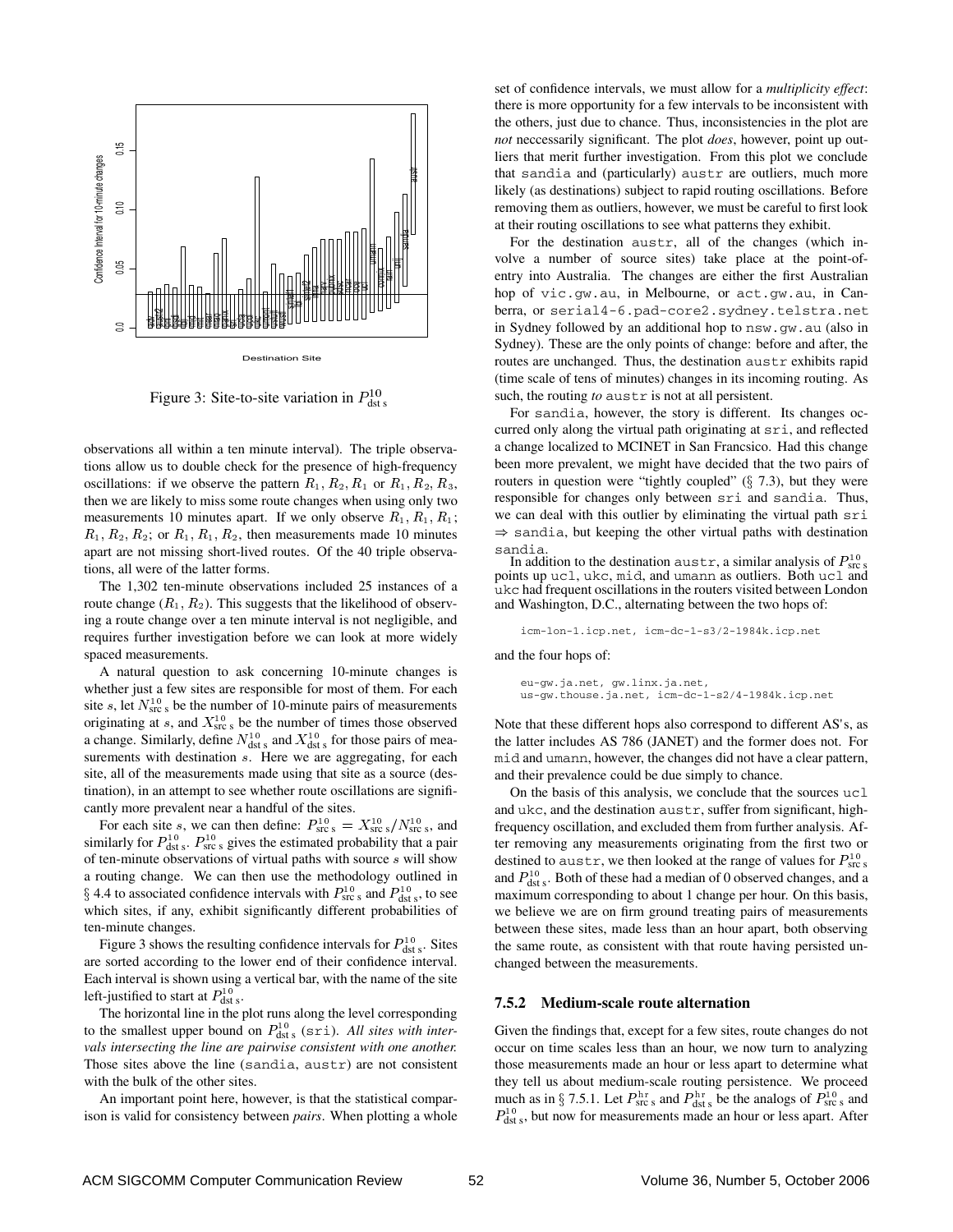Confidence Interval for 10-minute changes

0.0

0.05

0.10

0.15

Destination Site

austr

Figure 3: Site-to-site variation in $P^{10}_{\text{dst s}}$

observations all within a ten minute interval). The triple observations allow us to double check for the presence of high-frequency oscillations: if we observe the pattern $R_1, R_2, R_1$ or $R_1, R_2, R_3$, then we are likely to miss some route changes when using only two measurements 10 minutes apart. If we only observe $R_1, R_1, R_1$; $R_1, R_2, R_2$; or $R_1, R_1, R_2$, then measurements made 10 minutes apart are not missing short-lived routes. Of the 40 triple observations, all were of the latter forms.

The 1,302 ten-minute observations included 25 instances of a route change ($R_1, R_2$). This suggests that the likelihood of observing a route change over a ten minute interval is not negligible, and requires further investigation before we can look at more widely spaced measurements.

A natural question to ask concerning 10-minute changes is whether just a few sites are responsible for most of them. For each site $s$, let $N^{10}_{\text{src s}}$ be the number of 10-minute pairs of measurements originating at $s$, and $X^{10}_{\text{src s}}$ be the number of times those observed a change. Similarly, define $N^{10}_{\text{dst s}}$ and $X^{10}_{\text{dst s}}$ for those pairs of measurements with destination $s$. Here we are aggregating, for each site, all of the measurements made using that site as a source (destination), in an attempt to see whether route oscillations are significantly more prevalent near a handful of the sites.

For each site $s$, we can then define: $P^{10}_{\text{src s}} = X^{10}_{\text{src s}}/N^{10}_{\text{src s}}$, and similarly for $P^{10}_{\text{dst s}}$. $P^{10}_{\text{src s}}$ gives the estimated probability that a pair of ten-minute observations of virtual paths with source $s$ will show a routing change. We can then use the methodology outlined in § 4.4 to associated confidence intervals with $P^{10}_{\text{src s}}$ and $P^{10}_{\text{dst s}}$, to see which sites, if any, exhibit significantly different probabilities of ten-minute changes.

Figure 3 shows the resulting confidence intervals for $P^{10}_{\text{dst s}}$. Sites are sorted according to the lower end of their confidence interval. Each interval is shown using a vertical bar, with the name of the site left-justified to start at $P^{10}_{\text{dst s}}$.

The horizontal line in the plot runs along the level corresponding to the smallest upper bound on $P^{10}_{\text{dst s}}$ (sri). *All sites with intervals intersecting the line are pairwise consistent with one another.* Those sites above the line (sandia, austr) are not consistent with the bulk of the other sites.

An important point here, however, is that the statistical comparison is valid for consistency between *pairs*. When plotting a whole set of confidence intervals, we must allow for a *multiplicity effect*: there is more opportunity for a few intervals to be inconsistent with the others, just due to chance. Thus, inconsistencies in the plot are *not* neccessarily significant. The plot *does*, however, point up outliers that merit further investigation. From this plot we conclude that sandia and (particularly) austr are outliers, much more likely (as destinations) subject to rapid routing oscillations. Before removing them as outliers, however, we must be careful to first look at their routing oscillations to see what patterns they exhibit.

For the destination austr, all of the changes (which involve a number of source sites) take place at the point-of-entry into Australia. The changes are either the first Australian hop of vic.gw.au, in Melbourne, or act.gw.au, in Canberra, or serial4-6.pad-core2.sydney.telstra.net in Sydney followed by an additional hop to nsw.gw.au (also in Sydney). These are the only points of change: before and after, the routes are unchanged. Thus, the destination austr exhibits rapid (time scale of tens of minutes) changes in its incoming routing. As such, the routing *to* austr is not at all persistent.

For sandia, however, the story is different. Its changes occurred only along the virtual path originating at sri, and reflected a change localized to MCINET in San Francsico. Had this change been more prevalent, we might have decided that the two pairs of routers in question were "tightly coupled" (§ 7.3), but they were responsible for changes only between sri and sandia. Thus, we can deal with this outlier by eliminating the virtual path sri ⇒ sandia, but keeping the other virtual paths with destination sandia.

In addition to the destination austr, a similar analysis of $P^{10}_{\text{src s}}$ points up ucl, ukc, mid, and umann as outliers. Both ucl and ukc had frequent oscillations in the routers visited between London and Washington, D.C., alternating between the two hops of:

```
icm-lon-1.icp.net, icm-dc-1-s3/2-1984k.icp.net
```

and the four hops of:

```
eu-gw.ja.net, gw.linx.ja.net,
us-gw.thouse.ja.net, icm-dc-1-s2/4-1984k.icp.net
```

Note that these different hops also correspond to different AS's, as the latter includes AS 786 (JANET) and the former does not. For mid and umann, however, the changes did not have a clear pattern, and their prevalence could be due simply to chance.

On the basis of this analysis, we conclude that the sources ucl and ukc, and the destination austr, suffer from significant, high-frequency oscillation, and excluded them from further analysis. After removing any measurements originating from the first two or destined to austr, we then looked at the range of values for $P^{10}_{\text{src s}}$ and $P^{10}_{\text{dst s}}$. Both of these had a median of 0 observed changes, and a maximum corresponding to about 1 change per hour. On this basis, we believe we are on firm ground treating pairs of measurements between these sites, made less than an hour apart, both observing the same route, as consistent with that route having persisted unchanged between the measurements.

### 7.5.2 Medium-scale route alternation

Given the findings that, except for a few sites, route changes do not occur on time scales less than an hour, we now turn to analyzing those measurements made an hour or less apart to determine what they tell us about medium-scale routing persistence. We proceed much as in § 7.5.1. Let $P^{\text{hr}}_{\text{src s}}$ and $P^{\text{hr}}_{\text{dst s}}$ be the analogs of $P^{10}_{\text{src s}}$ and $P^{10}_{\text{dst s}}$, but now for measurements made an hour or less apart. After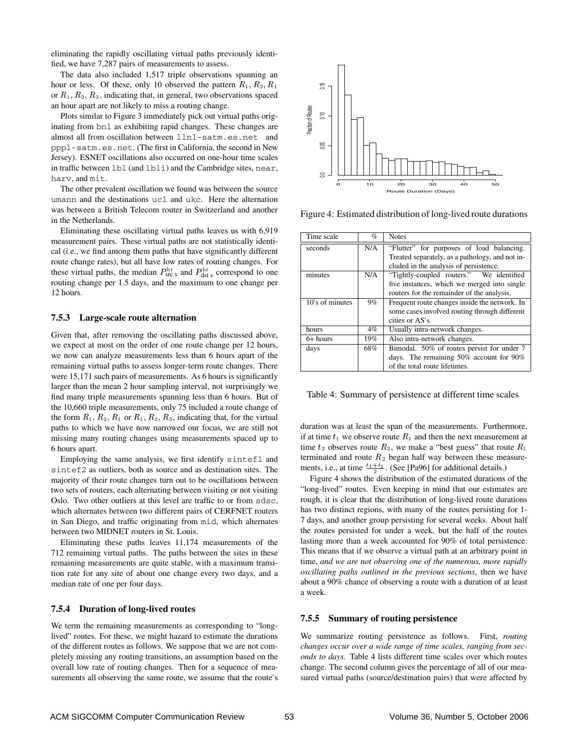eliminating the rapidly oscillating virtual paths previously identified, we have 7,287 pairs of measurements to assess.

The data also included 1,517 triple observations spanning an hour or less. Of these, only 10 observed the pattern $R_1, R_2, R_1$ or $R_1, R_2, R_3$, indicating that, in general, two observations spaced an hour apart are not likely to miss a routing change.

Plots similar to Figure 3 immediately pick out virtual paths originating from bnl as exhibiting rapid changes. These changes are almost all from oscillation between llnl-satm.es.net and pppl-satm.es.net. (The first in California, the second in New Jersey). ESNET oscillations also occurred on one-hour time scales in traffic between lbl (and lbli) and the Cambridge sites, near, harv, and mit.

The other prevalent oscillation we found was between the source umann and the destinations ucl and ukc. Here the alternation was between a British Telecom router in Switzerland and another in the Netherlands.

Eliminating these oscillating virtual paths leaves us with 6,919 measurement pairs. These virtual paths are not statistically identical (i.e., we find among them paths that have significantly different route change rates), but all have low rates of routing changes. For these virtual paths, the median $P^{\rm hr}_{\rm src\ s}$ and $P^{\rm hr}_{\rm dst\ s}$ correspond to one routing change per 1.5 days, and the maximum to one change per 12 hours.

### 7.5.3 Large-scale route alternation

Given that, after removing the oscillating paths discussed above, we expect at most on the order of one route change per 12 hours, we now can analyze measurements less than 6 hours apart of the remaining virtual paths to assess longer-term route changes. There were 15,171 such pairs of measurements. As 6 hours is significantly larger than the mean 2 hour sampling interval, not surprisingly we find many triple measurements spanning less than 6 hours. But of the 10,660 triple measurements, only 75 included a route change of the form $R_1, R_2, R_1$ or $R_1, R_2, R_3$, indicating that, for the virtual paths to which we have now narrowed our focus, we are still not missing many routing changes using measurements spaced up to 6 hours apart.

Employing the same analysis, we first identify sintef1 and sintef2 as outliers, both as source and as destination sites. The majority of their route changes turn out to be oscillations between two sets of routers, each alternating between visiting or not visiting Oslo. Two other outliers at this level are traffic to or from sdsc, which alternates between two different pairs of CERFNET routers in San Diego, and traffic originating from mid, which alternates between two MIDNET routers in St. Louis.

Eliminating these paths leaves 11,174 measurements of the 712 remaining virtual paths. The paths between the sites in these remaining measurements are quite stable, with a maximum transition rate for any site of about one change every two days, and a median rate of one per four days.

### 7.5.4 Duration of long-lived routes

We term the remaining measurements as corresponding to "long-lived" routes. For these, we might hazard to estimate the durations of the different routes as follows. We suppose that we are not completely missing any routing transitions, an assumption based on the overall low rate of routing changes. Then for a sequence of measurements all observing the same route, we assume that the route's duration was at least the span of the measurements. Furthermore, if at time $t_1$ we observe route $R_1$ and then the next measurement at time $t_2$ observes route $R_2$, we make a "best guess" that route $R_1$ terminated and route $R_2$ began half way between these measurements, i.e., at time $\frac{t_1+t_2}{2}$. (See [Pa96] for additional details.)

Figure 4: Estimated distribution of long-lived route durations

| Time scale | % | Notes |
|---|---|---|
| seconds | N/A | "Flutter" for purposes of load balancing. Treated separately, as a pathology, and not included in the analysis of persistence. |
| minutes | N/A | "Tightly-coupled routers." We identified five instances, which we merged into single routers for the remainder of the analysis. |
| 10's of minutes | 9% | Frequent route changes inside the network. In some cases involved routing through different cities or AS's. |
| hours | 4% | Usually intra-network changes. |
| 6+ hours | 19% | Also intra-network changes. |
| days | 68% | Bimodal. 50% of routes persist for under 7 days. The remaining 50% account for 90% of the total route lifetimes. |

Table 4: Summary of persistence at different time scales

Figure 4 shows the distribution of the estimated durations of the "long-lived" routes. Even keeping in mind that our estimates are rough, it is clear that the distribution of long-lived route durations has two distinct regions, with many of the routes persisting for 1-7 days, and another group persisting for several weeks. About half the routes persisted for under a week, but the half of the routes lasting more than a week accounted for 90% of total persistence. This means that if we observe a virtual path at an arbitrary point in time, *and we are not observing one of the numerous, more rapidly oscillating paths outlined in the previous sections*, then we have about a 90% chance of observing a route with a duration of at least a week.

### 7.5.5 Summary of routing persistence

We summarize routing persistence as follows. First, *routing changes occur over a wide range of time scales, ranging from seconds to days.* Table 4 lists different time scales over which routes change. The second column gives the percentage of all of our measured virtual paths (source/destination pairs) that were affected by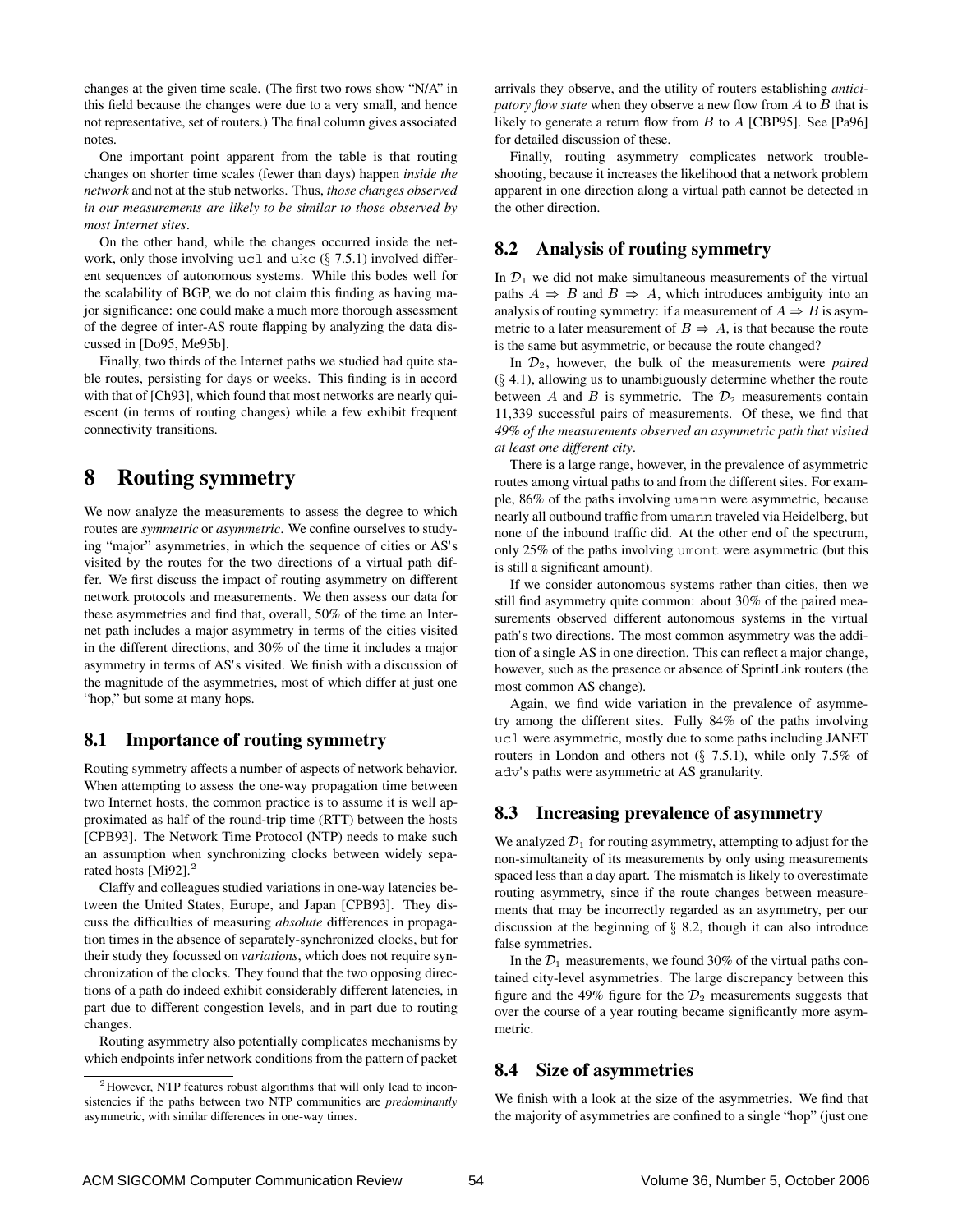changes at the given time scale. (The first two rows show "N/A" in this field because the changes were due to a very small, and hence not representative, set of routers.) The final column gives associated notes.

One important point apparent from the table is that routing changes on shorter time scales (fewer than days) happen *inside the network* and not at the stub networks. Thus, *those changes observed in our measurements are likely to be similar to those observed by most Internet sites*.

On the other hand, while the changes occurred inside the network, only those involving ucl and ukc (§ 7.5.1) involved different sequences of autonomous systems. While this bodes well for the scalability of BGP, we do not claim this finding as having major significance: one could make a much more thorough assessment of the degree of inter-AS route flapping by analyzing the data discussed in [Do95, Me95b].

Finally, two thirds of the Internet paths we studied had quite stable routes, persisting for days or weeks. This finding is in accord with that of [Ch93], which found that most networks are nearly quiescent (in terms of routing changes) while a few exhibit frequent connectivity transitions.

# 8 Routing symmetry

We now analyze the measurements to assess the degree to which routes are *symmetric* or *asymmetric*. We confine ourselves to studying "major" asymmetries, in which the sequence of cities or AS's visited by the routes for the two directions of a virtual path differ. We first discuss the impact of routing asymmetry on different network protocols and measurements. We then assess our data for these asymmetries and find that, overall, 50% of the time an Internet path includes a major asymmetry in terms of the cities visited in the different directions, and 30% of the time it includes a major asymmetry in terms of AS's visited. We finish with a discussion of the magnitude of the asymmetries, most of which differ at just one "hop," but some at many hops.

## 8.1 Importance of routing symmetry

Routing symmetry affects a number of aspects of network behavior. When attempting to assess the one-way propagation time between two Internet hosts, the common practice is to assume it is well approximated as half of the round-trip time (RTT) between the hosts [CPB93]. The Network Time Protocol (NTP) needs to make such an assumption when synchronizing clocks between widely separated hosts [Mi92].[2]

Claffy and colleagues studied variations in one-way latencies between the United States, Europe, and Japan [CPB93]. They discuss the difficulties of measuring *absolute* differences in propagation times in the absence of separately-synchronized clocks, but for their study they focussed on *variations*, which does not require synchronization of the clocks. They found that the two opposing directions of a path do indeed exhibit considerably different latencies, in part due to different congestion levels, and in part due to routing changes.

Routing asymmetry also potentially complicates mechanisms by which endpoints infer network conditions from the pattern of packet arrivals they observe, and the utility of routers establishing *anticipatory flow state* when they observe a new flow from $A$ to $B$ that is likely to generate a return flow from $B$ to $A$ [CBP95]. See [Pa96] for detailed discussion of these.

Finally, routing asymmetry complicates network troubleshooting, because it increases the likelihood that a network problem apparent in one direction along a virtual path cannot be detected in the other direction.

[2] However, NTP features robust algorithms that will only lead to inconsistencies if the paths between two NTP communities are *predominantly* asymmetric, with similar differences in one-way times.

## 8.2 Analysis of routing symmetry

In $\mathcal{D}_1$ we did not make simultaneous measurements of the virtual paths $A \Rightarrow B$ and $B \Rightarrow A$, which introduces ambiguity into an analysis of routing symmetry: if a measurement of $A \Rightarrow B$ is asymmetric to a later measurement of $B \Rightarrow A$, is that because the route is the same but asymmetric, or because the route changed?

In $\mathcal{D}_2$, however, the bulk of the measurements were *paired* (§ 4.1), allowing us to unambiguously determine whether the route between $A$ and $B$ is symmetric. The $\mathcal{D}_2$ measurements contain 11,339 successful pairs of measurements. Of these, we find that *49% of the measurements observed an asymmetric path that visited at least one different city*.

There is a large range, however, in the prevalence of asymmetric routes among virtual paths to and from the different sites. For example, 86% of the paths involving umann were asymmetric, because nearly all outbound traffic from umann traveled via Heidelberg, but none of the inbound traffic did. At the other end of the spectrum, only 25% of the paths involving umont were asymmetric (but this is still a significant amount).

If we consider autonomous systems rather than cities, then we still find asymmetry quite common: about 30% of the paired measurements observed different autonomous systems in the virtual path's two directions. The most common asymmetry was the addition of a single AS in one direction. This can reflect a major change, however, such as the presence or absence of SprintLink routers (the most common AS change).

Again, we find wide variation in the prevalence of asymmetry among the different sites. Fully 84% of the paths involving ucl were asymmetric, mostly due to some paths including JANET routers in London and others not (§ 7.5.1), while only 7.5% of adv's paths were asymmetric at AS granularity.

## 8.3 Increasing prevalence of asymmetry

We analyzed $\mathcal{D}_1$ for routing asymmetry, attempting to adjust for the non-simultaneity of its measurements by only using measurements spaced less than a day apart. The mismatch is likely to overestimate routing asymmetry, since if the route changes between measurements that may be incorrectly regarded as an asymmetry, per our discussion at the beginning of § 8.2, though it can also introduce false symmetries.

In the $\mathcal{D}_1$ measurements, we found 30% of the virtual paths contained city-level asymmetries. The large discrepancy between this figure and the 49% figure for the $\mathcal{D}_2$ measurements suggests that over the course of a year routing became significantly more asymmetric.

## 8.4 Size of asymmetries

We finish with a look at the size of the asymmetries. We find that the majority of asymmetries are confined to a single "hop" (just one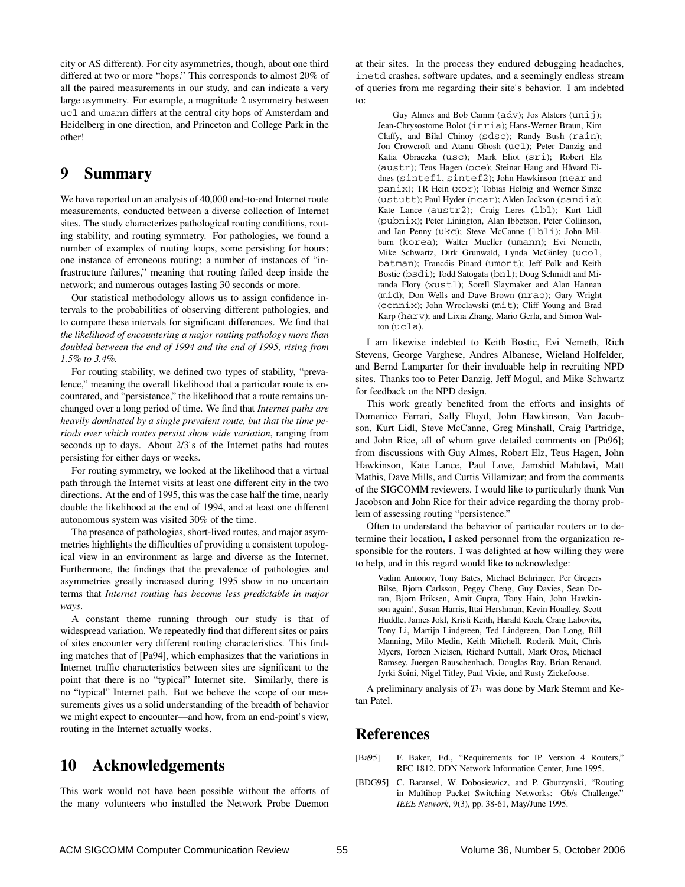city or AS different). For city asymmetries, though, about one third differed at two or more "hops." This corresponds to almost 20% of all the paired measurements in our study, and can indicate a very large asymmetry. For example, a magnitude 2 asymmetry between `ucl` and `umann` differs at the central city hops of Amsterdam and Heidelberg in one direction, and Princeton and College Park in the other!

# 9 Summary

We have reported on an analysis of 40,000 end-to-end Internet route measurements, conducted between a diverse collection of Internet sites. The study characterizes pathological routing conditions, routing stability, and routing symmetry. For pathologies, we found a number of examples of routing loops, some persisting for hours; one instance of erroneous routing; a number of instances of "infrastructure failures," meaning that routing failed deep inside the network; and numerous outages lasting 30 seconds or more.

Our statistical methodology allows us to assign confidence intervals to the probabilities of observing different pathologies, and to compare these intervals for significant differences. We find that *the likelihood of encountering a major routing pathology more than doubled between the end of 1994 and the end of 1995, rising from 1.5% to 3.4%.*

For routing stability, we defined two types of stability, "prevalence," meaning the overall likelihood that a particular route is encountered, and "persistence," the likelihood that a route remains unchanged over a long period of time. We find that *Internet paths are heavily dominated by a single prevalent route, but that the time periods over which routes persist show wide variation*, ranging from seconds up to days. About 2/3's of the Internet paths had routes persisting for either days or weeks.

For routing symmetry, we looked at the likelihood that a virtual path through the Internet visits at least one different city in the two directions. At the end of 1995, this was the case half the time, nearly double the likelihood at the end of 1994, and at least one different autonomous system was visited 30% of the time.

The presence of pathologies, short-lived routes, and major asymmetries highlights the difficulties of providing a consistent topological view in an environment as large and diverse as the Internet. Furthermore, the findings that the prevalence of pathologies and asymmetries greatly increased during 1995 show in no uncertain terms that *Internet routing has become less predictable in major ways*.

A constant theme running through our study is that of widespread variation. We repeatedly find that different sites or pairs of sites encounter very different routing characteristics. This finding matches that of [Pa94], which emphasizes that the variations in Internet traffic characteristics between sites are significant to the point that there is no "typical" Internet site. Similarly, there is no "typical" Internet path. But we believe the scope of our measurements gives us a solid understanding of the breadth of behavior we might expect to encounter—and how, from an end-point's view, routing in the Internet actually works.

# 10 Acknowledgements

This work would not have been possible without the efforts of the many volunteers who installed the Network Probe Daemon at their sites. In the process they endured debugging headaches, `inetd` crashes, software updates, and a seemingly endless stream of queries from me regarding their site's behavior. I am indebted to:

> Guy Almes and Bob Camm (`adv`); Jos Alsters (`unij`); Jean-Chrysostome Bolot (`inria`); Hans-Werner Braun, Kim Claffy, and Bilal Chinoy (`sdsc`); Randy Bush (`rain`); Jon Crowcroft and Atanu Ghosh (`ucl`); Peter Danzig and Katia Obraczka (`usc`); Mark Eliot (`sri`); Robert Elz (`austr`); Teus Hagen (`oce`); Steinar Haug and Håvard Eidnes (`sintef1`, `sintef2`); John Hawkinson (`near` and `panix`); TR Hein (`xor`); Tobias Helbig and Werner Sinze (`ustutt`); Paul Hyder (`ncar`); Alden Jackson (`sandia`); Kate Lance (`austr2`); Craig Leres (`lbl`); Kurt Lidl (`pubnix`); Peter Linington, Alan Ibbetson, Peter Collinson, and Ian Penny (`ukc`); Steve McCanne (`lbli`); John Milburn (`korea`); Walter Mueller (`umann`); Evi Nemeth, Mike Schwartz, Dirk Grunwald, Lynda McGinley (`ucol`, `batman`); Francóis Pinard (`umont`); Jeff Polk and Keith Bostic (`bsdi`); Todd Satogata (`bnl`); Doug Schmidt and Miranda Flory (`wustl`); Sorell Slaymaker and Alan Hannan (`mid`); Don Wells and Dave Brown (`nrao`); Gary Wright (`connix`); John Wroclawski (`mit`); Cliff Young and Brad Karp (`harv`); and Lixia Zhang, Mario Gerla, and Simon Walton (`ucla`).

I am likewise indebted to Keith Bostic, Evi Nemeth, Rich Stevens, George Varghese, Andres Albanese, Wieland Holfelder, and Bernd Lamparter for their invaluable help in recruiting NPD sites. Thanks too to Peter Danzig, Jeff Mogul, and Mike Schwartz for feedback on the NPD design.

This work greatly benefited from the efforts and insights of Domenico Ferrari, Sally Floyd, John Hawkinson, Van Jacobson, Kurt Lidl, Steve McCanne, Greg Minshall, Craig Partridge, and John Rice, all of whom gave detailed comments on [Pa96]; from discussions with Guy Almes, Robert Elz, Teus Hagen, John Hawkinson, Kate Lance, Paul Love, Jamshid Mahdavi, Matt Mathis, Dave Mills, and Curtis Villamizar; and from the comments of the SIGCOMM reviewers. I would like to particularly thank Van Jacobson and John Rice for their advice regarding the thorny problem of assessing routing "persistence."

Often to understand the behavior of particular routers or to determine their location, I asked personnel from the organization responsible for the routers. I was delighted at how willing they were to help, and in this regard would like to acknowledge:

> Vadim Antonov, Tony Bates, Michael Behringer, Per Gregers Bilse, Bjorn Carlsson, Peggy Cheng, Guy Davies, Sean Doran, Bjorn Eriksen, Amit Gupta, Tony Hain, John Hawkinson again!, Susan Harris, Ittai Hershman, Kevin Hoadley, Scott Huddle, James Jokl, Kristi Keith, Harald Koch, Craig Labovitz, Tony Li, Martijn Lindgreen, Ted Lindgreen, Dan Long, Bill Manning, Milo Medin, Keith Mitchell, Roderik Muit, Chris Myers, Torben Nielsen, Richard Nuttall, Mark Oros, Michael Ramsey, Juergen Rauschenbach, Douglas Ray, Brian Renaud, Jyrki Soini, Nigel Titley, Paul Vixie, and Rusty Zickefoose.

A preliminary analysis of $\mathcal{D}_1$ was done by Mark Stemm and Ketan Patel.

# References

[Ba95] F. Baker, Ed., "Requirements for IP Version 4 Routers," RFC 1812, DDN Network Information Center, June 1995.

[BDG95] C. Baransel, W. Dobosiewicz, and P. Gburzynski, "Routing in Multihop Packet Switching Networks: Gb/s Challenge," *IEEE Network*, 9(3), pp. 38-61, May/June 1995.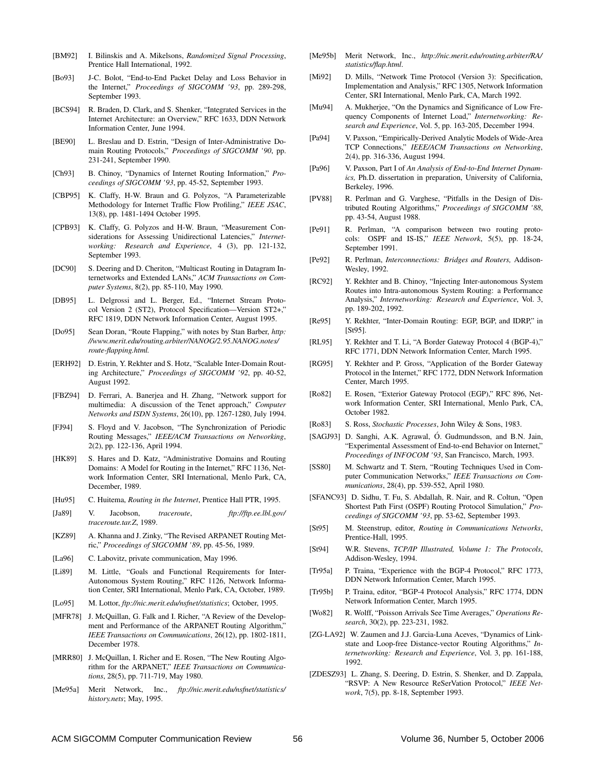[BM92] I. Bilinskis and A. Mikelsons, *Randomized Signal Processing*, Prentice Hall International, 1992.

[Bo93] J-C. Bolot, "End-to-End Packet Delay and Loss Behavior in the Internet," *Proceedings of SIGCOMM '93*, pp. 289-298, September 1993.

[BCS94] R. Braden, D. Clark, and S. Shenker, "Integrated Services in the Internet Architecture: an Overview," RFC 1633, DDN Network Information Center, June 1994.

[BE90] L. Breslau and D. Estrin, "Design of Inter-Administrative Domain Routing Protocols," *Proceedings of SIGCOMM '90*, pp. 231-241, September 1990.

[Ch93] B. Chinoy, "Dynamics of Internet Routing Information," *Proceedings of SIGCOMM '93*, pp. 45-52, September 1993.

[CBP95] K. Claffy, H-W. Braun and G. Polyzos, "A Parameterizable Methodology for Internet Traffic Flow Profiling," *IEEE JSAC*, 13(8), pp. 1481-1494 October 1995.

[CPB93] K. Claffy, G. Polyzos and H-W. Braun, "Measurement Considerations for Assessing Unidirectional Latencies," *Internetworking: Research and Experience*, 4 (3), pp. 121-132, September 1993.

[DC90] S. Deering and D. Cheriton, "Multicast Routing in Datagram Internetworks and Extended LANs," *ACM Transactions on Computer Systems*, 8(2), pp. 85-110, May 1990.

[DB95] L. Delgrossi and L. Berger, Ed., "Internet Stream Protocol Version 2 (ST2), Protocol Specification—Version ST2+," RFC 1819, DDN Network Information Center, August 1995.

[Do95] Sean Doran, "Route Flapping," with notes by Stan Barber, *http://www.merit.edu/routing.arbiter/NANOG/2.95.NANOG.notes/route-flapping.html.*

[ERH92] D. Estrin, Y. Rekhter and S. Hotz, "Scalable Inter-Domain Routing Architecture," *Proceedings of SIGCOMM '92*, pp. 40-52, August 1992.

[FBZ94] D. Ferrari, A. Banerjea and H. Zhang, "Network support for multimedia: A discussion of the Tenet approach," *Computer Networks and ISDN Systems*, 26(10), pp. 1267-1280, July 1994.

[FJ94] S. Floyd and V. Jacobson, "The Synchronization of Periodic Routing Messages," *IEEE/ACM Transactions on Networking*, 2(2), pp. 122-136, April 1994.

[HK89] S. Hares and D. Katz, "Administrative Domains and Routing Domains: A Model for Routing in the Internet," RFC 1136, Network Information Center, SRI International, Menlo Park, CA, December, 1989.

[Hu95] C. Huitema, *Routing in the Internet*, Prentice Hall PTR, 1995.

[Ja89] V. Jacobson, *traceroute*, *ftp://ftp.ee.lbl.gov/traceroute.tar.Z*, 1989.

[KZ89] A. Khanna and J. Zinky, "The Revised ARPANET Routing Metric," *Proceedings of SIGCOMM '89*, pp. 45-56, 1989.

[La96] C. Labovitz, private communication, May 1996.

[Li89] M. Little, "Goals and Functional Requirements for Inter-Autonomous System Routing," RFC 1126, Network Information Center, SRI International, Menlo Park, CA, October, 1989.

[Lo95] M. Lottor, *ftp://nic.merit.edu/nsfnet/statistics*; October, 1995.

[MFR78] J. McQuillan, G. Falk and I. Richer, "A Review of the Development and Performance of the ARPANET Routing Algorithm," *IEEE Transactions on Communications*, 26(12), pp. 1802-1811, December 1978.

[MRR80] J. McQuillan, I. Richer and E. Rosen, "The New Routing Algorithm for the ARPANET," *IEEE Transactions on Communications*, 28(5), pp. 711-719, May 1980.

[Me95a] Merit Network, Inc., *ftp://nic.merit.edu/nsfnet/statistics/history.nets*; May, 1995.

[Me95b] Merit Network, Inc., *http://nic.merit.edu/routing.arbiter/RA/statistics/flap.html.*

[Mi92] D. Mills, "Network Time Protocol (Version 3): Specification, Implementation and Analysis," RFC 1305, Network Information Center, SRI International, Menlo Park, CA, March 1992.

[Mu94] A. Mukherjee, "On the Dynamics and Significance of Low Frequency Components of Internet Load," *Internetworking: Research and Experience*, Vol. 5, pp. 163-205, December 1994.

[Pa94] V. Paxson, "Empirically-Derived Analytic Models of Wide-Area TCP Connections," *IEEE/ACM Transactions on Networking*, 2(4), pp. 316-336, August 1994.

[Pa96] V. Paxson, Part I of *An Analysis of End-to-End Internet Dynamics,* Ph.D. dissertation in preparation, University of California, Berkeley, 1996.

[PV88] R. Perlman and G. Varghese, "Pitfalls in the Design of Distributed Routing Algorithms," *Proceedings of SIGCOMM '88*, pp. 43-54, August 1988.

[Pe91] R. Perlman, "A comparison between two routing protocols: OSPF and IS-IS," *IEEE Network*, 5(5), pp. 18-24, September 1991.

[Pe92] R. Perlman, *Interconnections: Bridges and Routers,* Addison-Wesley, 1992.

[RC92] Y. Rekhter and B. Chinoy, "Injecting Inter-autonomous System Routes into Intra-autonomous System Routing: a Performance Analysis," *Internetworking: Research and Experience*, Vol. 3, pp. 189-202, 1992.

[Re95] Y. Rekhter, "Inter-Domain Routing: EGP, BGP, and IDRP," in [St95].

[RL95] Y. Rekhter and T. Li, "A Border Gateway Protocol 4 (BGP-4)," RFC 1771, DDN Network Information Center, March 1995.

[RG95] Y. Rekhter and P. Gross, "Application of the Border Gateway Protocol in the Internet," RFC 1772, DDN Network Information Center, March 1995.

[Ro82] E. Rosen, "Exterior Gateway Protocol (EGP)," RFC 896, Network Information Center, SRI International, Menlo Park, CA, October 1982.

[Ro83] S. Ross, *Stochastic Processes*, John Wiley & Sons, 1983.

[SAGJ93] D. Sanghi, A.K. Agrawal, Ó. Gudmundsson, and B.N. Jain, "Experimental Assessment of End-to-end Behavior on Internet," *Proceedings of INFOCOM '93*, San Francisco, March, 1993.

[SS80] M. Schwartz and T. Stern, "Routing Techniques Used in Computer Communication Networks," *IEEE Transactions on Communications*, 28(4), pp. 539-552, April 1980.

[SFANC93] D. Sidhu, T. Fu, S. Abdallah, R. Nair, and R. Coltun, "Open Shortest Path First (OSPF) Routing Protocol Simulation," *Proceedings of SIGCOMM '93*, pp. 53-62, September 1993.

[St95] M. Steenstrup, editor, *Routing in Communications Networks*, Prentice-Hall, 1995.

[St94] W.R. Stevens, *TCP/IP Illustrated, Volume 1: The Protocols*, Addison-Wesley, 1994.

[Tr95a] P. Traina, "Experience with the BGP-4 Protocol," RFC 1773, DDN Network Information Center, March 1995.

[Tr95b] P. Traina, editor, "BGP-4 Protocol Analysis," RFC 1774, DDN Network Information Center, March 1995.

[Wo82] R. Wolff, "Poisson Arrivals See Time Averages," *Operations Research*, 30(2), pp. 223-231, 1982.

[ZG-LA92] W. Zaumen and J.J. Garcia-Luna Aceves, "Dynamics of Link-state and Loop-free Distance-vector Routing Algorithms," *Internetworking: Research and Experience*, Vol. 3, pp. 161-188, 1992.

[ZDESZ93] L. Zhang, S. Deering, D. Estrin, S. Shenker, and D. Zappala, "RSVP: A New Resource ReSerVation Protocol," *IEEE Network*, 7(5), pp. 8-18, September 1993.